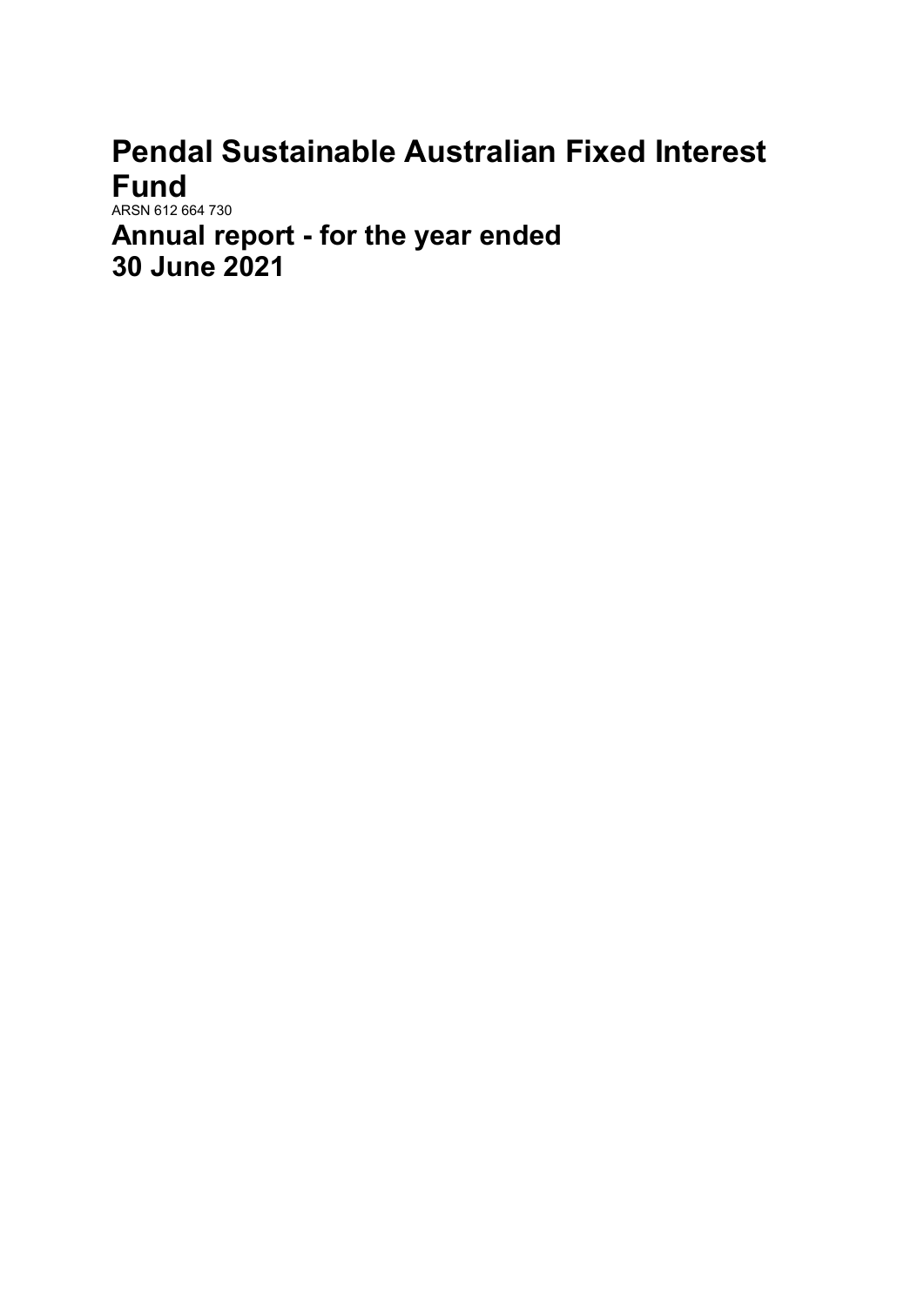# Pendal Sustainable Australian Fixed Interest Fund

ARSN 612 664 730

# Annual report - for the year ended 30 June 2021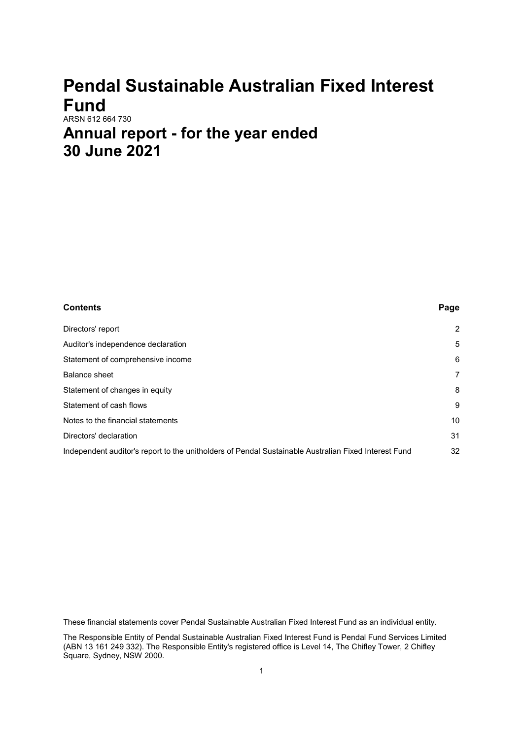# Pendal Sustainable Australian Fixed Interest Fund

ARSN 612 664 730

# Annual report - for the year ended 30 June 2021

| **Contents** | **Page** |
|---|---|
| Directors' report | 2 |
| Auditor's independence declaration | 5 |
| Statement of comprehensive income | 6 |
| Balance sheet | 7 |
| Statement of changes in equity | 8 |
| Statement of cash flows | 9 |
| Notes to the financial statements | 10 |
| Directors' declaration | 31 |
| Independent auditor's report to the unitholders of Pendal Sustainable Australian Fixed Interest Fund | 32 |

These financial statements cover Pendal Sustainable Australian Fixed Interest Fund as an individual entity.

The Responsible Entity of Pendal Sustainable Australian Fixed Interest Fund is Pendal Fund Services Limited (ABN 13 161 249 332). The Responsible Entity's registered office is Level 14, The Chifley Tower, 2 Chifley Square, Sydney, NSW 2000.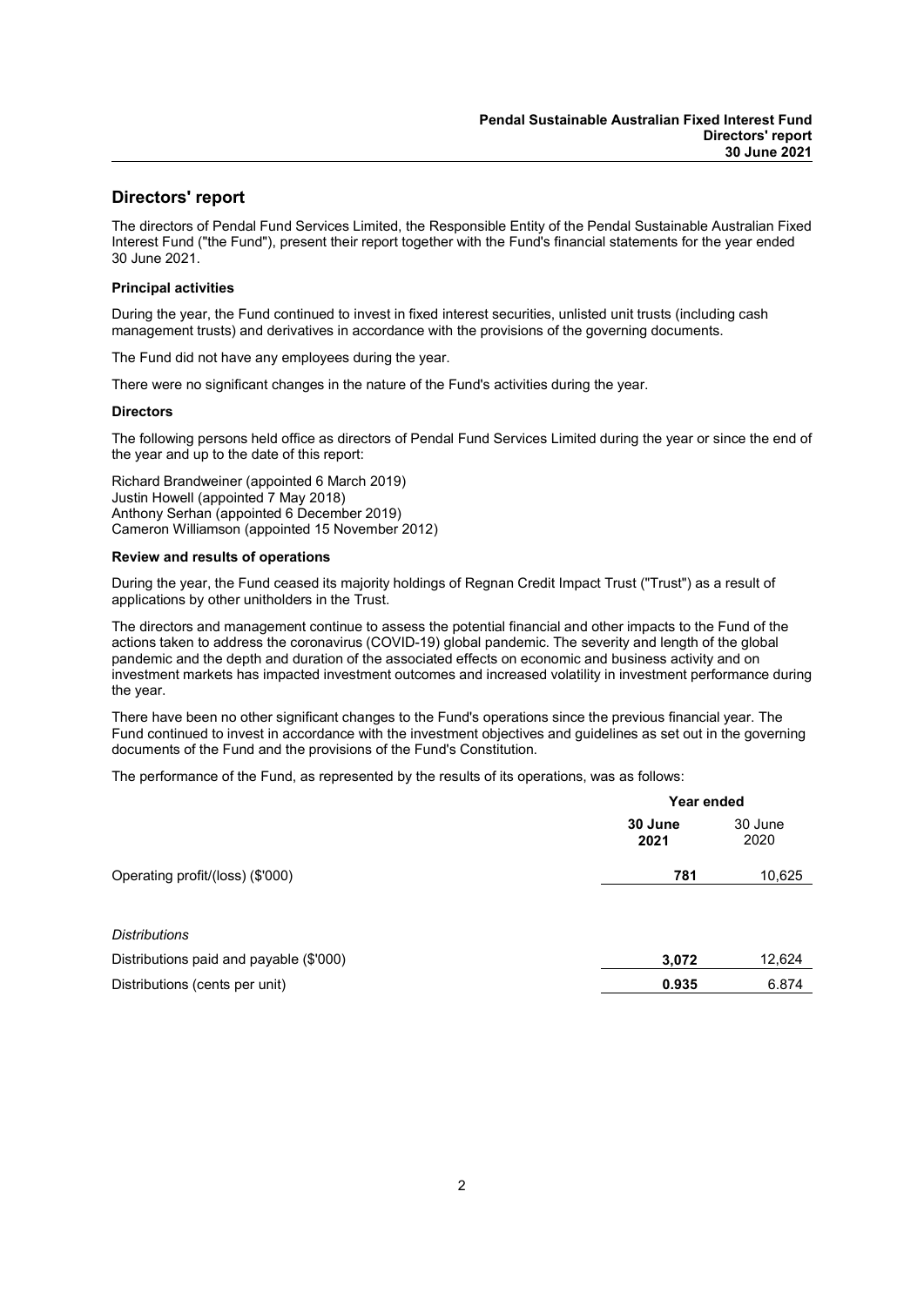# Directors' report

The directors of Pendal Fund Services Limited, the Responsible Entity of the Pendal Sustainable Australian Fixed Interest Fund ("the Fund"), present their report together with the Fund's financial statements for the year ended 30 June 2021.

### Principal activities

During the year, the Fund continued to invest in fixed interest securities, unlisted unit trusts (including cash management trusts) and derivatives in accordance with the provisions of the governing documents.

The Fund did not have any employees during the year.

There were no significant changes in the nature of the Fund's activities during the year.

### Directors

The following persons held office as directors of Pendal Fund Services Limited during the year or since the end of the year and up to the date of this report:

Richard Brandweiner (appointed 6 March 2019)
Justin Howell (appointed 7 May 2018)
Anthony Serhan (appointed 6 December 2019)
Cameron Williamson (appointed 15 November 2012)

### Review and results of operations

During the year, the Fund ceased its majority holdings of Regnan Credit Impact Trust ("Trust") as a result of applications by other unitholders in the Trust.

The directors and management continue to assess the potential financial and other impacts to the Fund of the actions taken to address the coronavirus (COVID-19) global pandemic. The severity and length of the global pandemic and the depth and duration of the associated effects on economic and business activity and on investment markets has impacted investment outcomes and increased volatility in investment performance during the year.

There have been no other significant changes to the Fund's operations since the previous financial year. The Fund continued to invest in accordance with the investment objectives and guidelines as set out in the governing documents of the Fund and the provisions of the Fund's Constitution.

The performance of the Fund, as represented by the results of its operations, was as follows:

| | Year ended | |
|---|---|---|
| | **30 June 2021** | 30 June 2020 |
| Operating profit/(loss) ($'000) | **781** | 10,625 |
| *Distributions* | | |
| Distributions paid and payable ($'000) | **3,072** | 12,624 |
| Distributions (cents per unit) | **0.935** | 6.874 |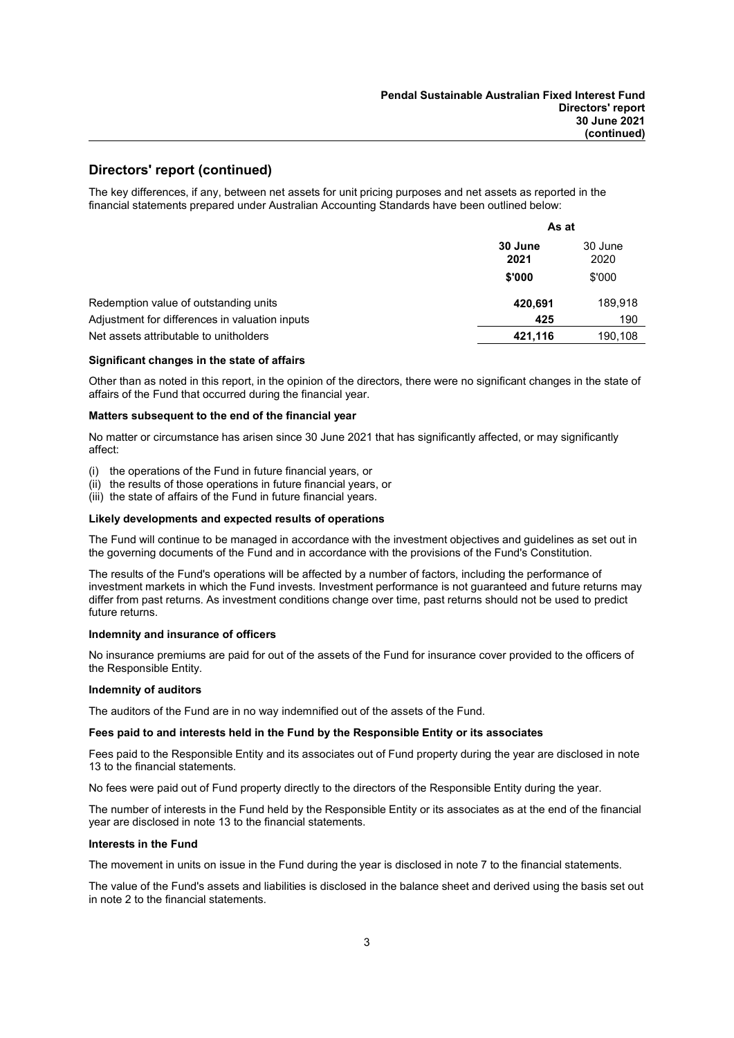## Directors' report (continued)

The key differences, if any, between net assets for unit pricing purposes and net assets as reported in the financial statements prepared under Australian Accounting Standards have been outlined below:

| | As at | |
|---|---|---|
| | **30 June 2021** | 30 June 2020 |
| | **$'000** | $'000 |
| Redemption value of outstanding units | **420,691** | 189,918 |
| Adjustment for differences in valuation inputs | **425** | 190 |
| Net assets attributable to unitholders | **421,116** | 190,108 |

**Significant changes in the state of affairs**

Other than as noted in this report, in the opinion of the directors, there were no significant changes in the state of affairs of the Fund that occurred during the financial year.

**Matters subsequent to the end of the financial year**

No matter or circumstance has arisen since 30 June 2021 that has significantly affected, or may significantly affect:

(i) the operations of the Fund in future financial years, or
(ii) the results of those operations in future financial years, or
(iii) the state of affairs of the Fund in future financial years.

**Likely developments and expected results of operations**

The Fund will continue to be managed in accordance with the investment objectives and guidelines as set out in the governing documents of the Fund and in accordance with the provisions of the Fund's Constitution.

The results of the Fund's operations will be affected by a number of factors, including the performance of investment markets in which the Fund invests. Investment performance is not guaranteed and future returns may differ from past returns. As investment conditions change over time, past returns should not be used to predict future returns.

**Indemnity and insurance of officers**

No insurance premiums are paid for out of the assets of the Fund for insurance cover provided to the officers of the Responsible Entity.

**Indemnity of auditors**

The auditors of the Fund are in no way indemnified out of the assets of the Fund.

**Fees paid to and interests held in the Fund by the Responsible Entity or its associates**

Fees paid to the Responsible Entity and its associates out of Fund property during the year are disclosed in note 13 to the financial statements.

No fees were paid out of Fund property directly to the directors of the Responsible Entity during the year.

The number of interests in the Fund held by the Responsible Entity or its associates as at the end of the financial year are disclosed in note 13 to the financial statements.

**Interests in the Fund**

The movement in units on issue in the Fund during the year is disclosed in note 7 to the financial statements.

The value of the Fund's assets and liabilities is disclosed in the balance sheet and derived using the basis set out in note 2 to the financial statements.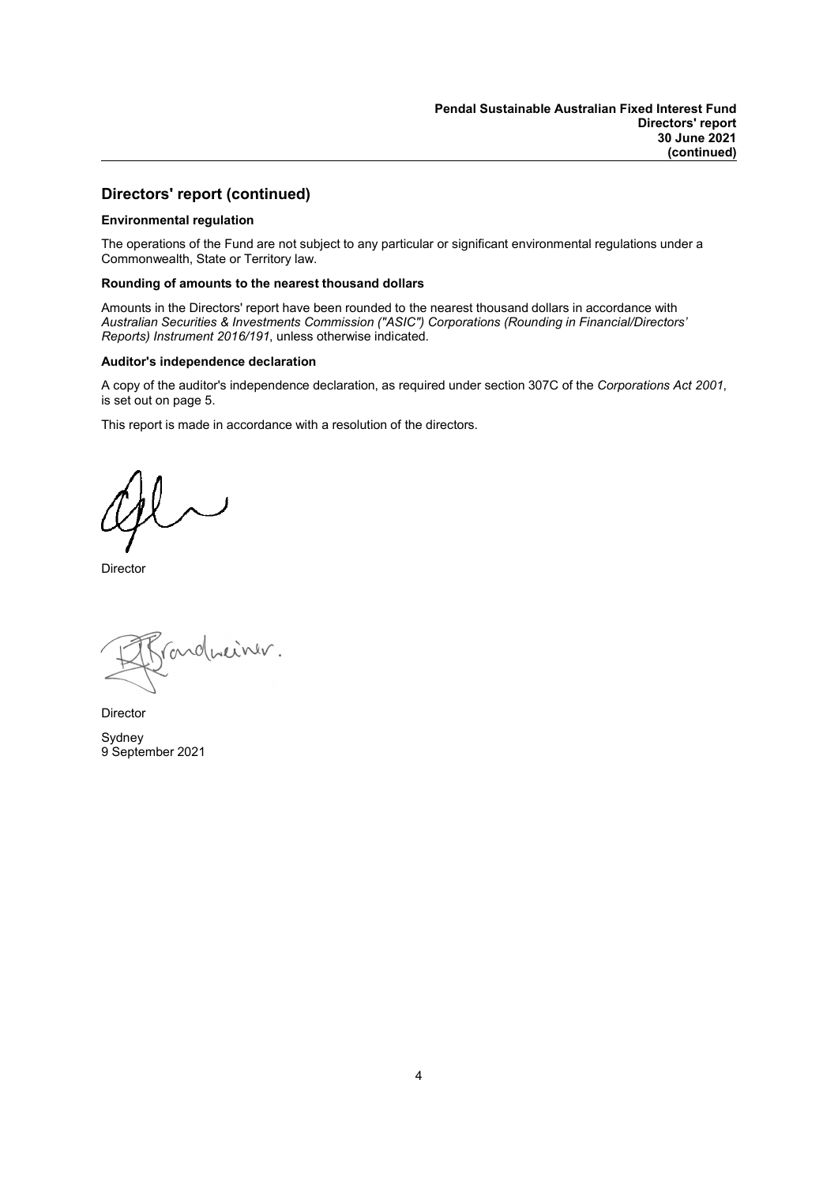## Directors' report (continued)

**Environmental regulation**

The operations of the Fund are not subject to any particular or significant environmental regulations under a Commonwealth, State or Territory law.

**Rounding of amounts to the nearest thousand dollars**

Amounts in the Directors' report have been rounded to the nearest thousand dollars in accordance with *Australian Securities & Investments Commission ("ASIC") Corporations (Rounding in Financial/Directors' Reports) Instrument 2016/191*, unless otherwise indicated.

**Auditor's independence declaration**

A copy of the auditor's independence declaration, as required under section 307C of the *Corporations Act 2001*, is set out on page 5.

This report is made in accordance with a resolution of the directors.

Director

Director

Sydney
9 September 2021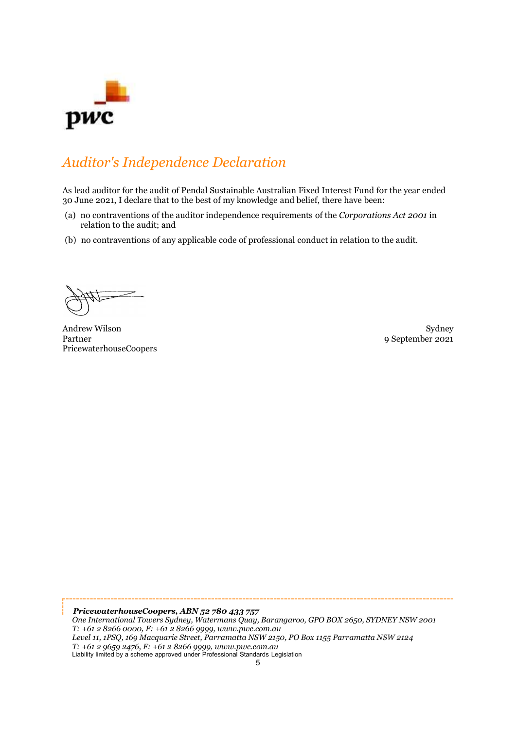# *Auditor's Independence Declaration*

As lead auditor for the audit of Pendal Sustainable Australian Fixed Interest Fund for the year ended 30 June 2021, I declare that to the best of my knowledge and belief, there have been:

(a) no contraventions of the auditor independence requirements of the *Corporations Act 2001* in relation to the audit; and

(b) no contraventions of any applicable code of professional conduct in relation to the audit.

Andrew Wilson
Partner
PricewaterhouseCoopers

Sydney
9 September 2021

***PricewaterhouseCoopers, ABN 52 780 433 757***
*One International Towers Sydney, Watermans Quay, Barangaroo, GPO BOX 2650, SYDNEY NSW 2001*
*T: +61 2 8266 0000, F: +61 2 8266 9999, www.pwc.com.au*
*Level 11, 1PSQ, 169 Macquarie Street, Parramatta NSW 2150, PO Box 1155 Parramatta NSW 2124*
*T: +61 2 9659 2476, F: +61 2 8266 9999, www.pwc.com.au*
Liability limited by a scheme approved under Professional Standards Legislation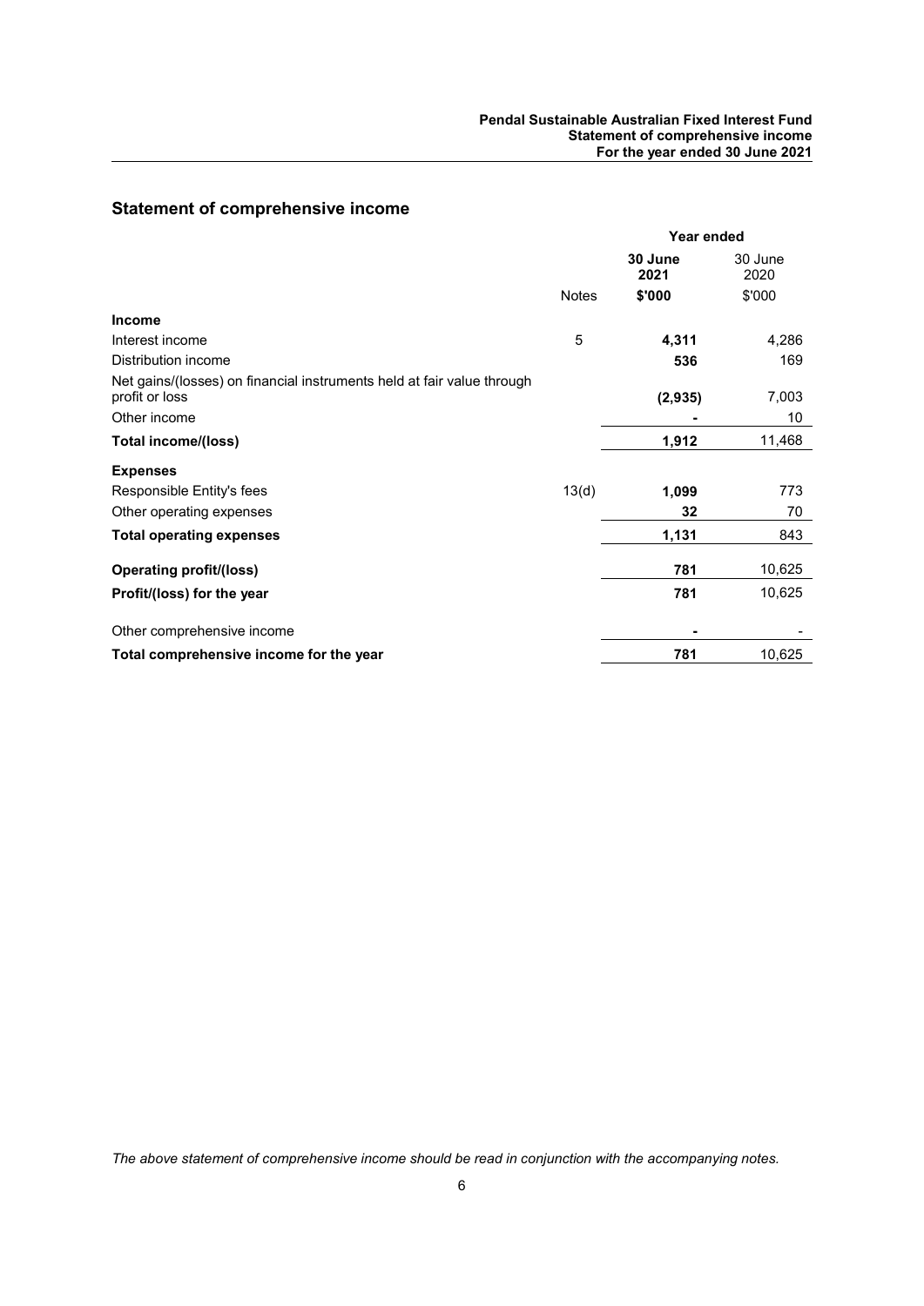## Statement of comprehensive income

| | | Year ended | |
|---|---|---|---|
| | | **30 June 2021** | 30 June 2020 |
| | Notes | **$'000** | $'000 |
| **Income** | | | |
| Interest income | 5 | **4,311** | 4,286 |
| Distribution income | | **536** | 169 |
| Net gains/(losses) on financial instruments held at fair value through profit or loss | | **(2,935)** | 7,003 |
| Other income | | **-** | 10 |
| **Total income/(loss)** | | **1,912** | 11,468 |
| **Expenses** | | | |
| Responsible Entity's fees | 13(d) | **1,099** | 773 |
| Other operating expenses | | **32** | 70 |
| **Total operating expenses** | | **1,131** | 843 |
| **Operating profit/(loss)** | | **781** | 10,625 |
| **Profit/(loss) for the year** | | **781** | 10,625 |
| Other comprehensive income | | **-** | - |
| **Total comprehensive income for the year** | | **781** | 10,625 |

*The above statement of comprehensive income should be read in conjunction with the accompanying notes.*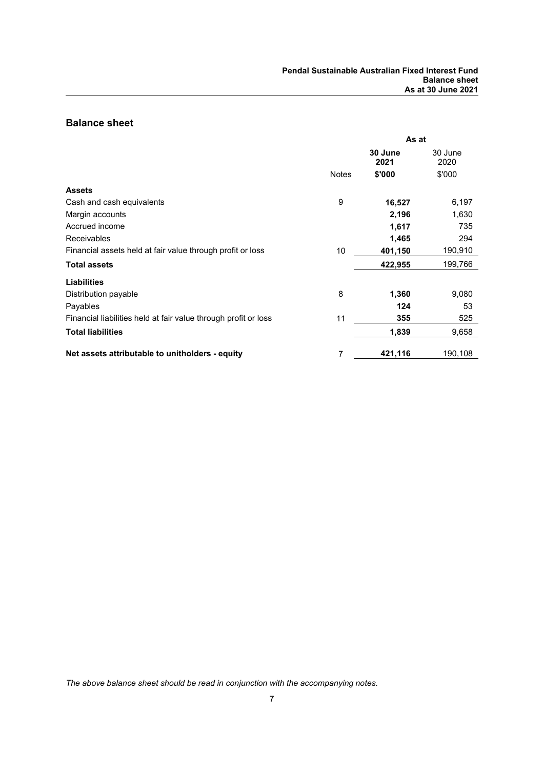## Balance sheet

| | Notes | As at 30 June 2021 $'000 | 30 June 2020 $'000 |
|---|---|---|---|
| **Assets** | | | |
| Cash and cash equivalents | 9 | **16,527** | 6,197 |
| Margin accounts | | **2,196** | 1,630 |
| Accrued income | | **1,617** | 735 |
| Receivables | | **1,465** | 294 |
| Financial assets held at fair value through profit or loss | 10 | **401,150** | 190,910 |
| **Total assets** | | **422,955** | 199,766 |
| **Liabilities** | | | |
| Distribution payable | 8 | **1,360** | 9,080 |
| Payables | | **124** | 53 |
| Financial liabilities held at fair value through profit or loss | 11 | **355** | 525 |
| **Total liabilities** | | **1,839** | 9,658 |
| **Net assets attributable to unitholders - equity** | 7 | **421,116** | 190,108 |

*The above balance sheet should be read in conjunction with the accompanying notes.*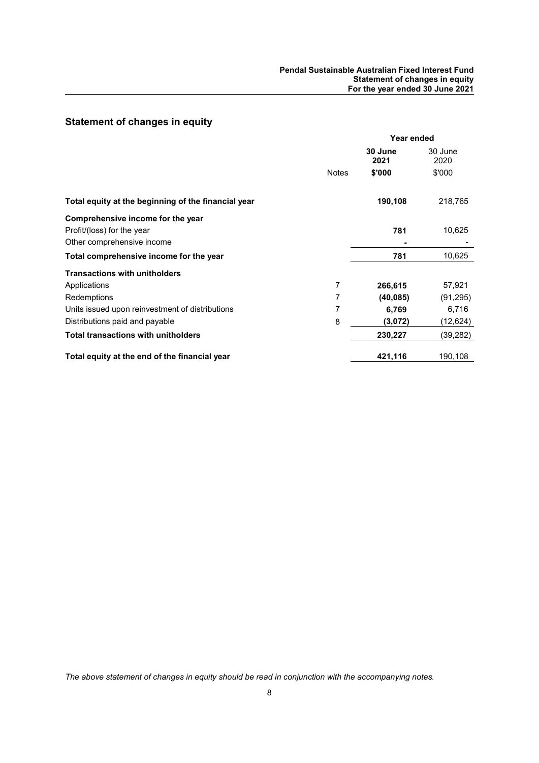## Statement of changes in equity

| | | Year ended | |
|---|---|---|---|
| | | **30 June 2021** | 30 June 2020 |
| | Notes | **$'000** | $'000 |
| **Total equity at the beginning of the financial year** | | **190,108** | 218,765 |
| **Comprehensive income for the year** | | | |
| Profit/(loss) for the year | | **781** | 10,625 |
| Other comprehensive income | | **-** | - |
| **Total comprehensive income for the year** | | **781** | 10,625 |
| **Transactions with unitholders** | | | |
| Applications | 7 | **266,615** | 57,921 |
| Redemptions | 7 | **(40,085)** | (91,295) |
| Units issued upon reinvestment of distributions | 7 | **6,769** | 6,716 |
| Distributions paid and payable | 8 | **(3,072)** | (12,624) |
| **Total transactions with unitholders** | | **230,227** | (39,282) |
| **Total equity at the end of the financial year** | | **421,116** | 190,108 |

*The above statement of changes in equity should be read in conjunction with the accompanying notes.*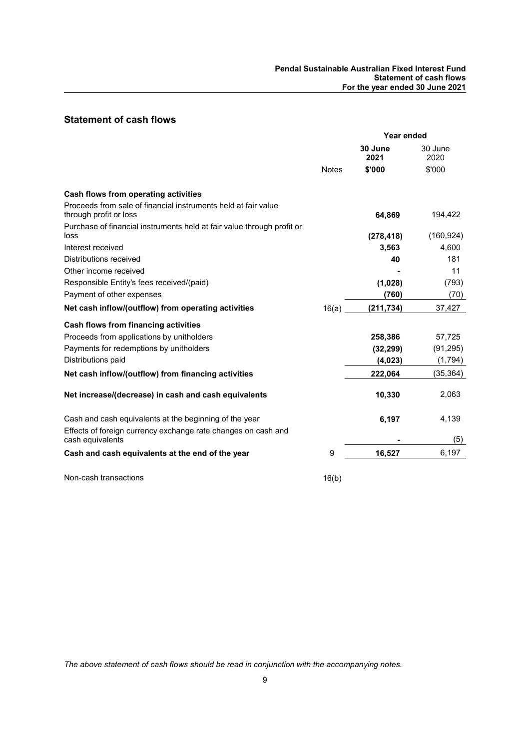## Statement of cash flows

| | | Year ended | |
|---|---|---|---|
| | | **30 June 2021** | 30 June 2020 |
| | Notes | **$'000** | $'000 |
| **Cash flows from operating activities** | | | |
| Proceeds from sale of financial instruments held at fair value through profit or loss | | **64,869** | 194,422 |
| Purchase of financial instruments held at fair value through profit or loss | | **(278,418)** | (160,924) |
| Interest received | | **3,563** | 4,600 |
| Distributions received | | **40** | 181 |
| Other income received | | **-** | 11 |
| Responsible Entity's fees received/(paid) | | **(1,028)** | (793) |
| Payment of other expenses | | **(760)** | (70) |
| **Net cash inflow/(outflow) from operating activities** | 16(a) | **(211,734)** | 37,427 |
| **Cash flows from financing activities** | | | |
| Proceeds from applications by unitholders | | **258,386** | 57,725 |
| Payments for redemptions by unitholders | | **(32,299)** | (91,295) |
| Distributions paid | | **(4,023)** | (1,794) |
| **Net cash inflow/(outflow) from financing activities** | | **222,064** | (35,364) |
| **Net increase/(decrease) in cash and cash equivalents** | | **10,330** | 2,063 |
| Cash and cash equivalents at the beginning of the year | | **6,197** | 4,139 |
| Effects of foreign currency exchange rate changes on cash and cash equivalents | | **-** | (5) |
| **Cash and cash equivalents at the end of the year** | 9 | **16,527** | 6,197 |
| Non-cash transactions | 16(b) | | |

*The above statement of cash flows should be read in conjunction with the accompanying notes.*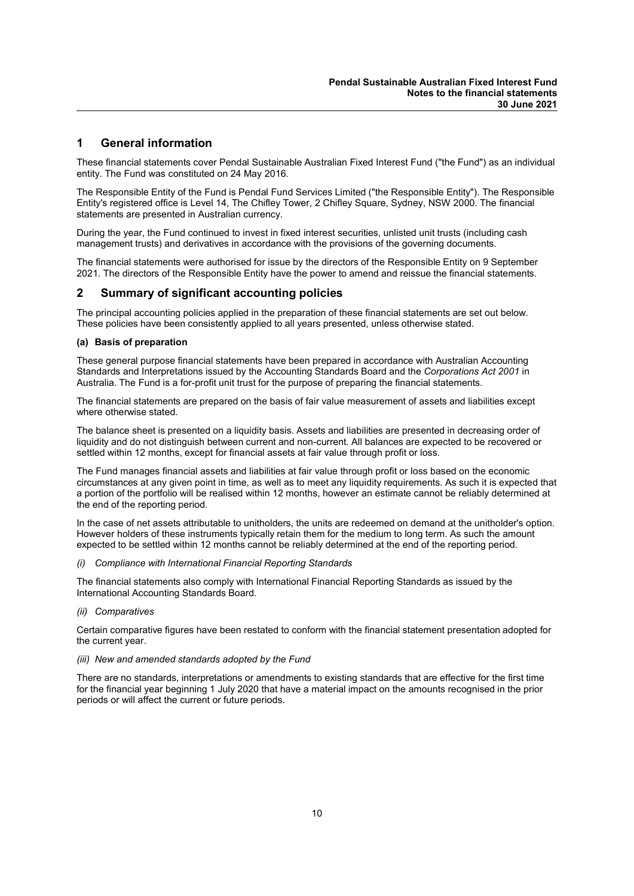## 1 General information

These financial statements cover Pendal Sustainable Australian Fixed Interest Fund ("the Fund") as an individual entity. The Fund was constituted on 24 May 2016.

The Responsible Entity of the Fund is Pendal Fund Services Limited ("the Responsible Entity"). The Responsible Entity's registered office is Level 14, The Chifley Tower, 2 Chifley Square, Sydney, NSW 2000. The financial statements are presented in Australian currency.

During the year, the Fund continued to invest in fixed interest securities, unlisted unit trusts (including cash management trusts) and derivatives in accordance with the provisions of the governing documents.

The financial statements were authorised for issue by the directors of the Responsible Entity on 9 September 2021. The directors of the Responsible Entity have the power to amend and reissue the financial statements.

## 2 Summary of significant accounting policies

The principal accounting policies applied in the preparation of these financial statements are set out below. These policies have been consistently applied to all years presented, unless otherwise stated.

**(a) Basis of preparation**

These general purpose financial statements have been prepared in accordance with Australian Accounting Standards and Interpretations issued by the Accounting Standards Board and the *Corporations Act 2001* in Australia. The Fund is a for-profit unit trust for the purpose of preparing the financial statements.

The financial statements are prepared on the basis of fair value measurement of assets and liabilities except where otherwise stated.

The balance sheet is presented on a liquidity basis. Assets and liabilities are presented in decreasing order of liquidity and do not distinguish between current and non-current. All balances are expected to be recovered or settled within 12 months, except for financial assets at fair value through profit or loss.

The Fund manages financial assets and liabilities at fair value through profit or loss based on the economic circumstances at any given point in time, as well as to meet any liquidity requirements. As such it is expected that a portion of the portfolio will be realised within 12 months, however an estimate cannot be reliably determined at the end of the reporting period.

In the case of net assets attributable to unitholders, the units are redeemed on demand at the unitholder's option. However holders of these instruments typically retain them for the medium to long term. As such the amount expected to be settled within 12 months cannot be reliably determined at the end of the reporting period.

*(i) Compliance with International Financial Reporting Standards*

The financial statements also comply with International Financial Reporting Standards as issued by the International Accounting Standards Board.

*(ii) Comparatives*

Certain comparative figures have been restated to conform with the financial statement presentation adopted for the current year.

*(iii) New and amended standards adopted by the Fund*

There are no standards, interpretations or amendments to existing standards that are effective for the first time for the financial year beginning 1 July 2020 that have a material impact on the amounts recognised in the prior periods or will affect the current or future periods.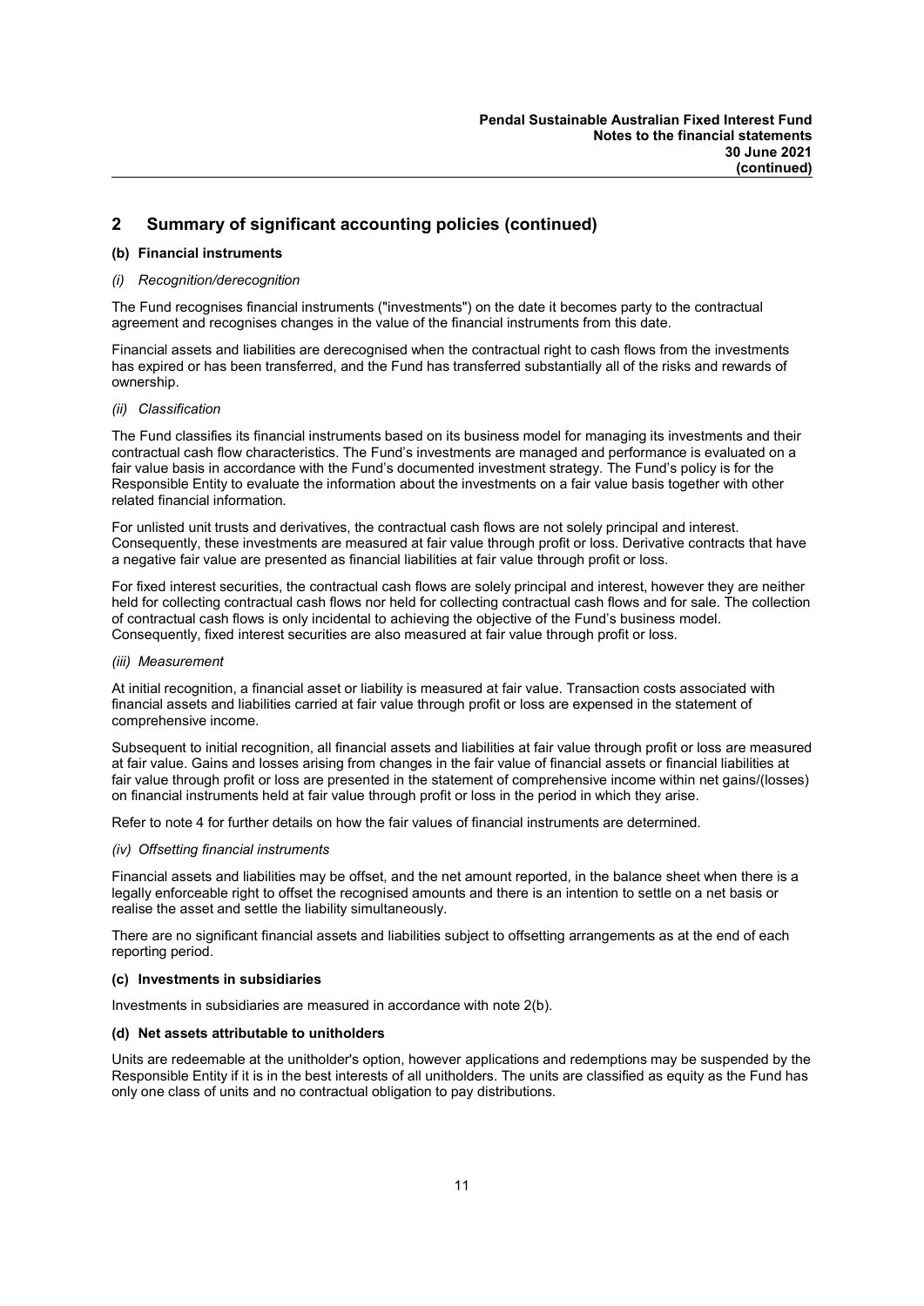## 2 Summary of significant accounting policies (continued)

### (b) Financial instruments

*(i) Recognition/derecognition*

The Fund recognises financial instruments ("investments") on the date it becomes party to the contractual agreement and recognises changes in the value of the financial instruments from this date.

Financial assets and liabilities are derecognised when the contractual right to cash flows from the investments has expired or has been transferred, and the Fund has transferred substantially all of the risks and rewards of ownership.

*(ii) Classification*

The Fund classifies its financial instruments based on its business model for managing its investments and their contractual cash flow characteristics. The Fund's investments are managed and performance is evaluated on a fair value basis in accordance with the Fund's documented investment strategy. The Fund's policy is for the Responsible Entity to evaluate the information about the investments on a fair value basis together with other related financial information.

For unlisted unit trusts and derivatives, the contractual cash flows are not solely principal and interest. Consequently, these investments are measured at fair value through profit or loss. Derivative contracts that have a negative fair value are presented as financial liabilities at fair value through profit or loss.

For fixed interest securities, the contractual cash flows are solely principal and interest, however they are neither held for collecting contractual cash flows nor held for collecting contractual cash flows and for sale. The collection of contractual cash flows is only incidental to achieving the objective of the Fund's business model. Consequently, fixed interest securities are also measured at fair value through profit or loss.

*(iii) Measurement*

At initial recognition, a financial asset or liability is measured at fair value. Transaction costs associated with financial assets and liabilities carried at fair value through profit or loss are expensed in the statement of comprehensive income.

Subsequent to initial recognition, all financial assets and liabilities at fair value through profit or loss are measured at fair value. Gains and losses arising from changes in the fair value of financial assets or financial liabilities at fair value through profit or loss are presented in the statement of comprehensive income within net gains/(losses) on financial instruments held at fair value through profit or loss in the period in which they arise.

Refer to note 4 for further details on how the fair values of financial instruments are determined.

*(iv) Offsetting financial instruments*

Financial assets and liabilities may be offset, and the net amount reported, in the balance sheet when there is a legally enforceable right to offset the recognised amounts and there is an intention to settle on a net basis or realise the asset and settle the liability simultaneously.

There are no significant financial assets and liabilities subject to offsetting arrangements as at the end of each reporting period.

### (c) Investments in subsidiaries

Investments in subsidiaries are measured in accordance with note 2(b).

### (d) Net assets attributable to unitholders

Units are redeemable at the unitholder's option, however applications and redemptions may be suspended by the Responsible Entity if it is in the best interests of all unitholders. The units are classified as equity as the Fund has only one class of units and no contractual obligation to pay distributions.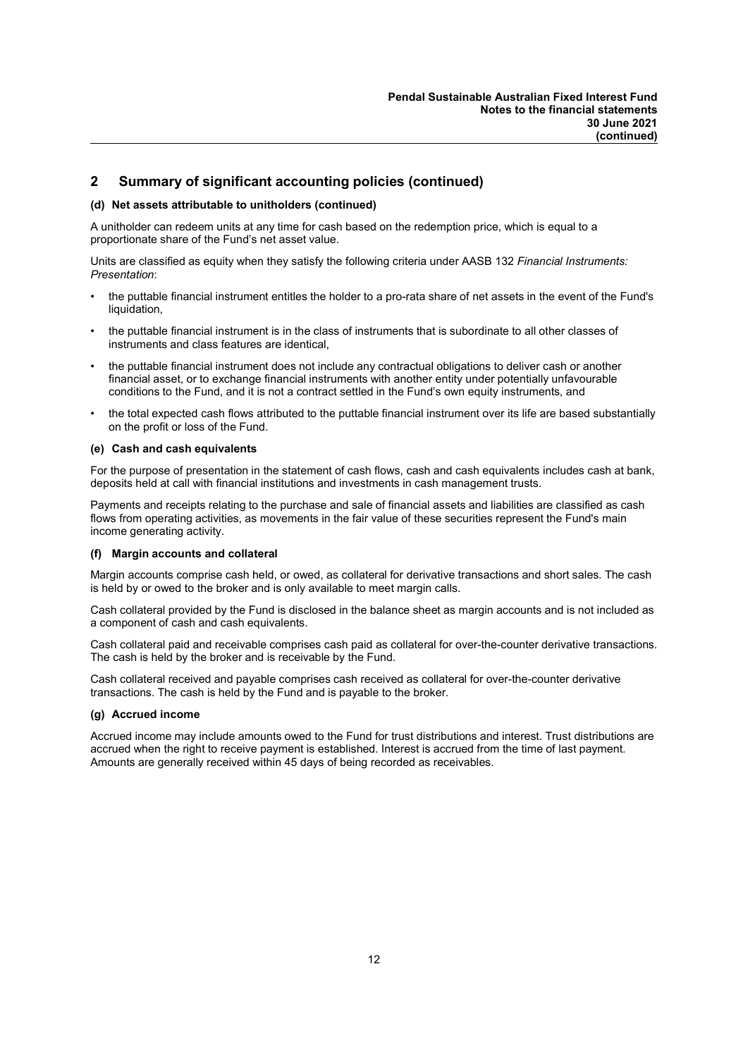## 2 Summary of significant accounting policies (continued)

### (d) Net assets attributable to unitholders (continued)

A unitholder can redeem units at any time for cash based on the redemption price, which is equal to a proportionate share of the Fund's net asset value.

Units are classified as equity when they satisfy the following criteria under AASB 132 *Financial Instruments: Presentation*:

- the puttable financial instrument entitles the holder to a pro-rata share of net assets in the event of the Fund's liquidation,
- the puttable financial instrument is in the class of instruments that is subordinate to all other classes of instruments and class features are identical,
- the puttable financial instrument does not include any contractual obligations to deliver cash or another financial asset, or to exchange financial instruments with another entity under potentially unfavourable conditions to the Fund, and it is not a contract settled in the Fund's own equity instruments, and
- the total expected cash flows attributed to the puttable financial instrument over its life are based substantially on the profit or loss of the Fund.

### (e) Cash and cash equivalents

For the purpose of presentation in the statement of cash flows, cash and cash equivalents includes cash at bank, deposits held at call with financial institutions and investments in cash management trusts.

Payments and receipts relating to the purchase and sale of financial assets and liabilities are classified as cash flows from operating activities, as movements in the fair value of these securities represent the Fund's main income generating activity.

### (f) Margin accounts and collateral

Margin accounts comprise cash held, or owed, as collateral for derivative transactions and short sales. The cash is held by or owed to the broker and is only available to meet margin calls.

Cash collateral provided by the Fund is disclosed in the balance sheet as margin accounts and is not included as a component of cash and cash equivalents.

Cash collateral paid and receivable comprises cash paid as collateral for over-the-counter derivative transactions. The cash is held by the broker and is receivable by the Fund.

Cash collateral received and payable comprises cash received as collateral for over-the-counter derivative transactions. The cash is held by the Fund and is payable to the broker.

### (g) Accrued income

Accrued income may include amounts owed to the Fund for trust distributions and interest. Trust distributions are accrued when the right to receive payment is established. Interest is accrued from the time of last payment. Amounts are generally received within 45 days of being recorded as receivables.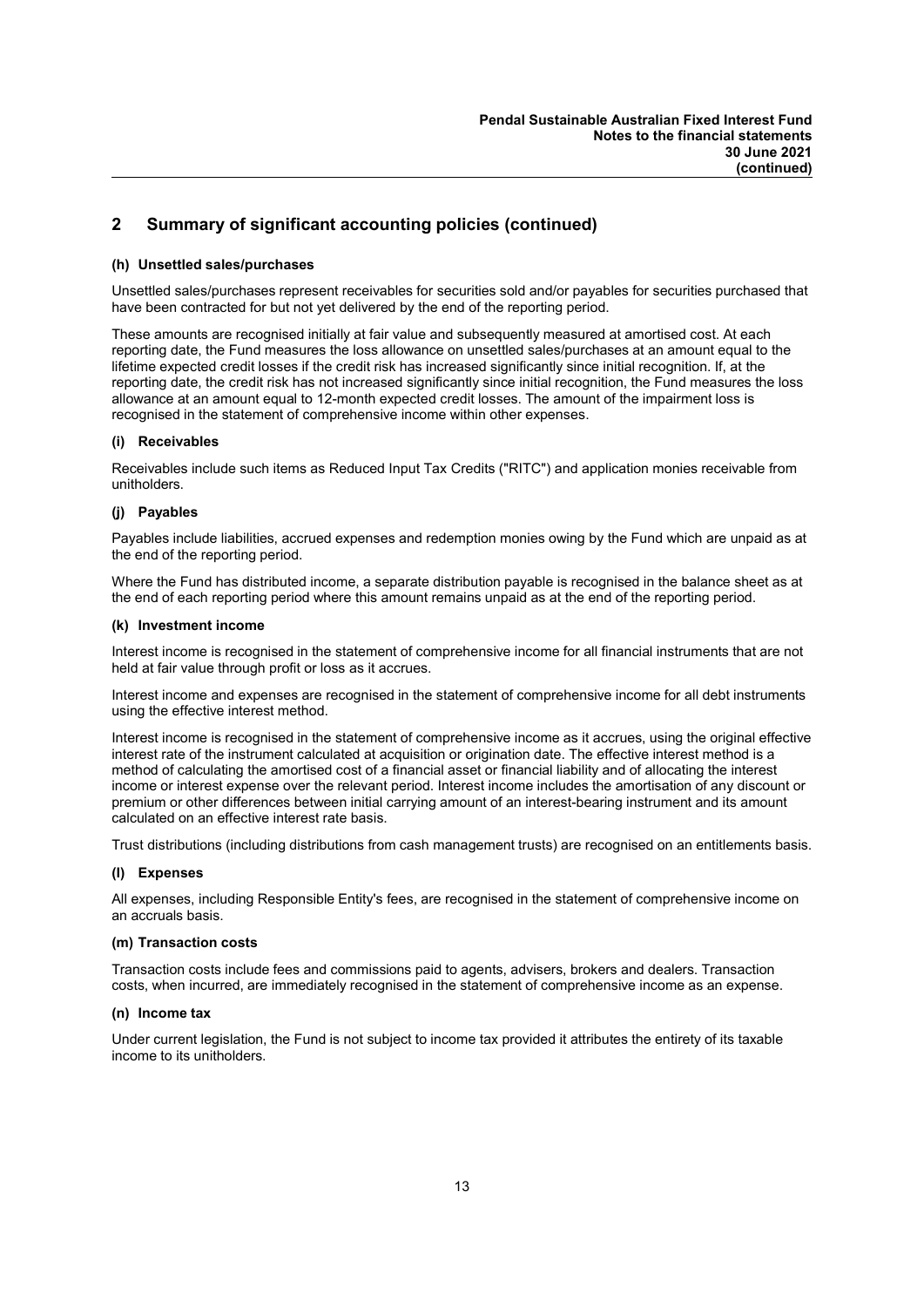## 2 Summary of significant accounting policies (continued)

### (h) Unsettled sales/purchases

Unsettled sales/purchases represent receivables for securities sold and/or payables for securities purchased that have been contracted for but not yet delivered by the end of the reporting period.

These amounts are recognised initially at fair value and subsequently measured at amortised cost. At each reporting date, the Fund measures the loss allowance on unsettled sales/purchases at an amount equal to the lifetime expected credit losses if the credit risk has increased significantly since initial recognition. If, at the reporting date, the credit risk has not increased significantly since initial recognition, the Fund measures the loss allowance at an amount equal to 12-month expected credit losses. The amount of the impairment loss is recognised in the statement of comprehensive income within other expenses.

### (i) Receivables

Receivables include such items as Reduced Input Tax Credits ("RITC") and application monies receivable from unitholders.

### (j) Payables

Payables include liabilities, accrued expenses and redemption monies owing by the Fund which are unpaid as at the end of the reporting period.

Where the Fund has distributed income, a separate distribution payable is recognised in the balance sheet as at the end of each reporting period where this amount remains unpaid as at the end of the reporting period.

### (k) Investment income

Interest income is recognised in the statement of comprehensive income for all financial instruments that are not held at fair value through profit or loss as it accrues.

Interest income and expenses are recognised in the statement of comprehensive income for all debt instruments using the effective interest method.

Interest income is recognised in the statement of comprehensive income as it accrues, using the original effective interest rate of the instrument calculated at acquisition or origination date. The effective interest method is a method of calculating the amortised cost of a financial asset or financial liability and of allocating the interest income or interest expense over the relevant period. Interest income includes the amortisation of any discount or premium or other differences between initial carrying amount of an interest-bearing instrument and its amount calculated on an effective interest rate basis.

Trust distributions (including distributions from cash management trusts) are recognised on an entitlements basis.

### (l) Expenses

All expenses, including Responsible Entity's fees, are recognised in the statement of comprehensive income on an accruals basis.

### (m) Transaction costs

Transaction costs include fees and commissions paid to agents, advisers, brokers and dealers. Transaction costs, when incurred, are immediately recognised in the statement of comprehensive income as an expense.

### (n) Income tax

Under current legislation, the Fund is not subject to income tax provided it attributes the entirety of its taxable income to its unitholders.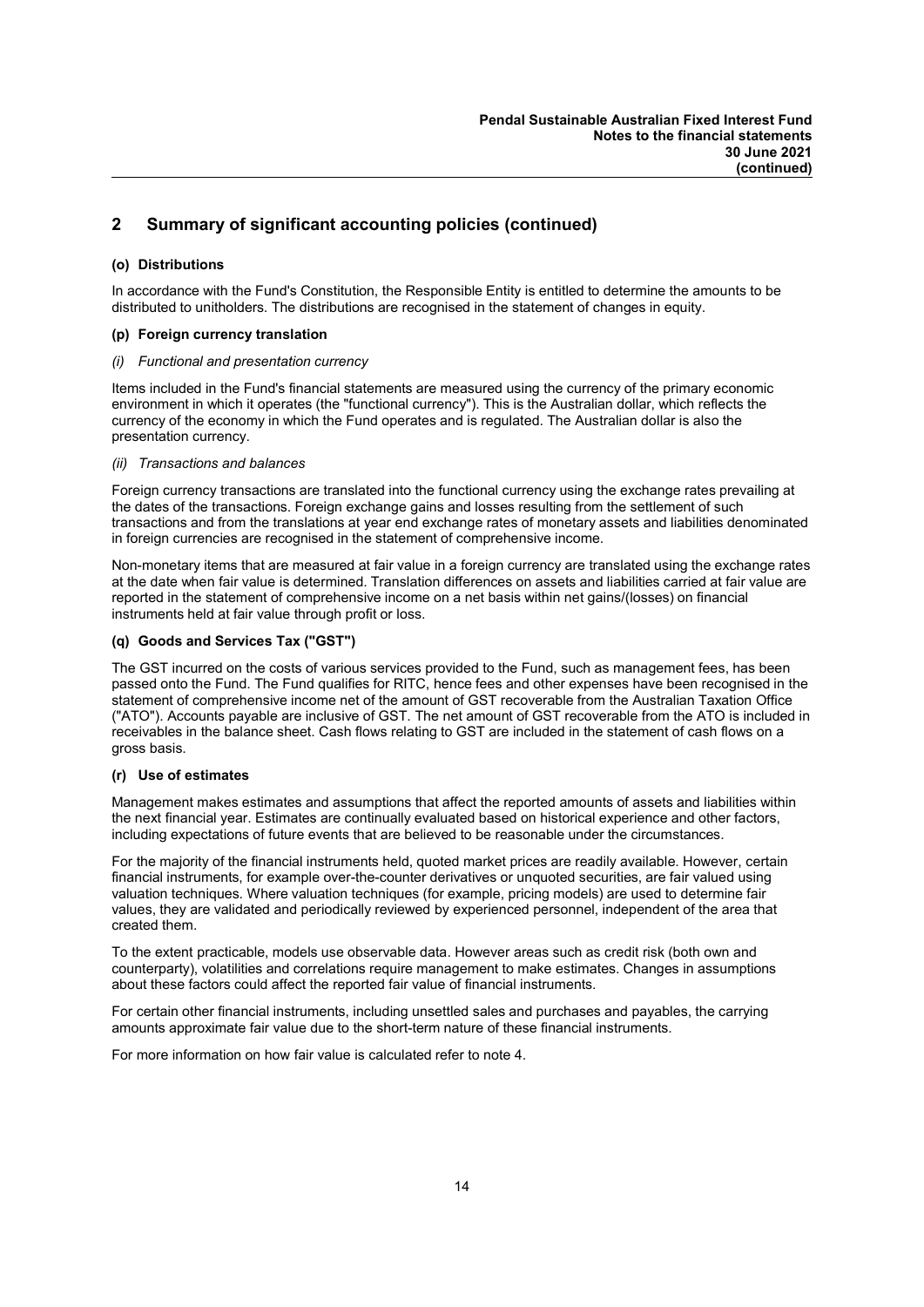## 2 Summary of significant accounting policies (continued)

### (o) Distributions

In accordance with the Fund's Constitution, the Responsible Entity is entitled to determine the amounts to be distributed to unitholders. The distributions are recognised in the statement of changes in equity.

### (p) Foreign currency translation

*(i) Functional and presentation currency*

Items included in the Fund's financial statements are measured using the currency of the primary economic environment in which it operates (the "functional currency"). This is the Australian dollar, which reflects the currency of the economy in which the Fund operates and is regulated. The Australian dollar is also the presentation currency.

*(ii) Transactions and balances*

Foreign currency transactions are translated into the functional currency using the exchange rates prevailing at the dates of the transactions. Foreign exchange gains and losses resulting from the settlement of such transactions and from the translations at year end exchange rates of monetary assets and liabilities denominated in foreign currencies are recognised in the statement of comprehensive income.

Non-monetary items that are measured at fair value in a foreign currency are translated using the exchange rates at the date when fair value is determined. Translation differences on assets and liabilities carried at fair value are reported in the statement of comprehensive income on a net basis within net gains/(losses) on financial instruments held at fair value through profit or loss.

### (q) Goods and Services Tax ("GST")

The GST incurred on the costs of various services provided to the Fund, such as management fees, has been passed onto the Fund. The Fund qualifies for RITC, hence fees and other expenses have been recognised in the statement of comprehensive income net of the amount of GST recoverable from the Australian Taxation Office ("ATO"). Accounts payable are inclusive of GST. The net amount of GST recoverable from the ATO is included in receivables in the balance sheet. Cash flows relating to GST are included in the statement of cash flows on a gross basis.

### (r) Use of estimates

Management makes estimates and assumptions that affect the reported amounts of assets and liabilities within the next financial year. Estimates are continually evaluated based on historical experience and other factors, including expectations of future events that are believed to be reasonable under the circumstances.

For the majority of the financial instruments held, quoted market prices are readily available. However, certain financial instruments, for example over-the-counter derivatives or unquoted securities, are fair valued using valuation techniques. Where valuation techniques (for example, pricing models) are used to determine fair values, they are validated and periodically reviewed by experienced personnel, independent of the area that created them.

To the extent practicable, models use observable data. However areas such as credit risk (both own and counterparty), volatilities and correlations require management to make estimates. Changes in assumptions about these factors could affect the reported fair value of financial instruments.

For certain other financial instruments, including unsettled sales and purchases and payables, the carrying amounts approximate fair value due to the short-term nature of these financial instruments.

For more information on how fair value is calculated refer to note 4.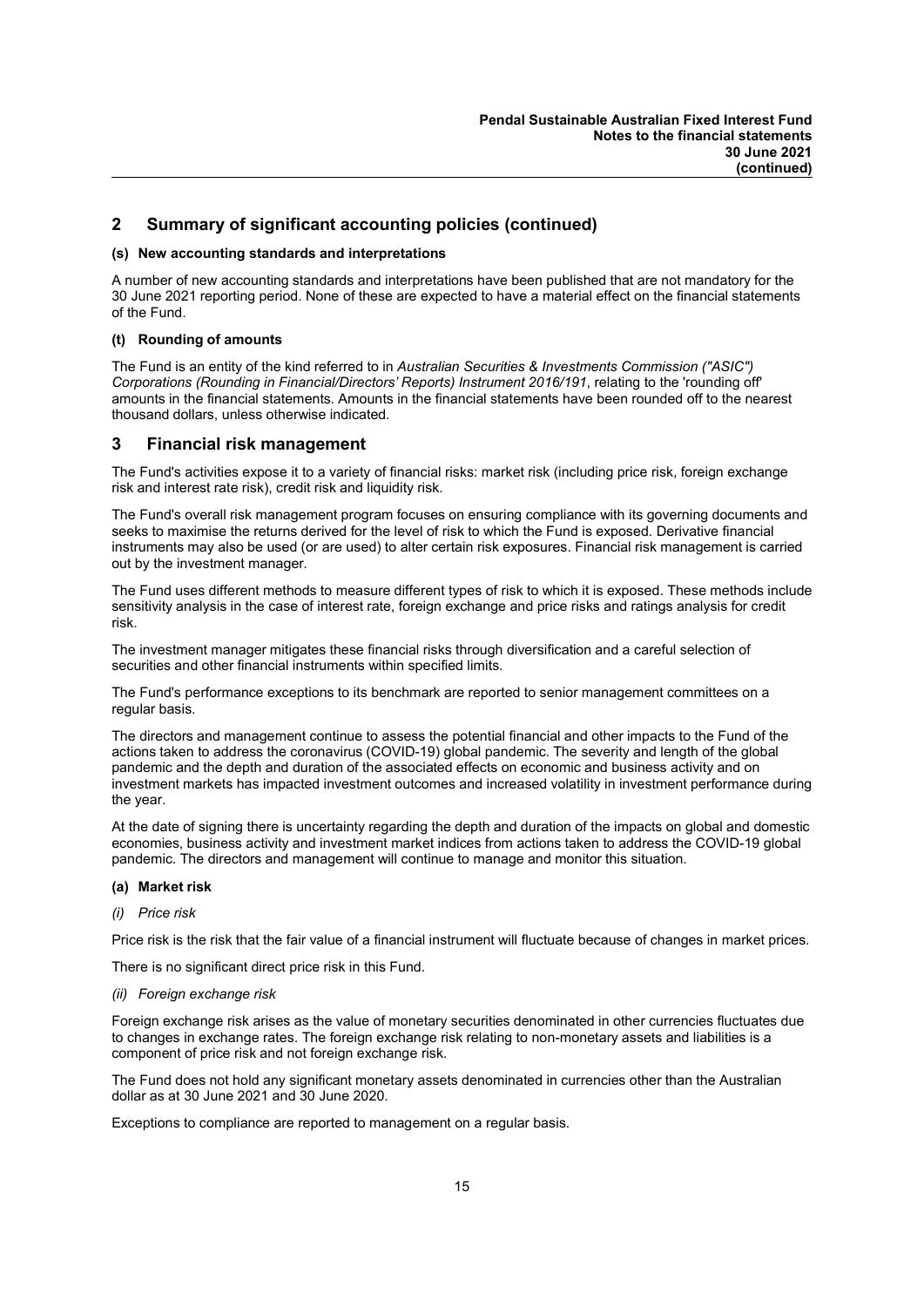## 2 Summary of significant accounting policies (continued)

### (s) New accounting standards and interpretations

A number of new accounting standards and interpretations have been published that are not mandatory for the 30 June 2021 reporting period. None of these are expected to have a material effect on the financial statements of the Fund.

### (t) Rounding of amounts

The Fund is an entity of the kind referred to in *Australian Securities & Investments Commission ("ASIC") Corporations (Rounding in Financial/Directors' Reports) Instrument 2016/191*, relating to the 'rounding off' amounts in the financial statements. Amounts in the financial statements have been rounded off to the nearest thousand dollars, unless otherwise indicated.

## 3 Financial risk management

The Fund's activities expose it to a variety of financial risks: market risk (including price risk, foreign exchange risk and interest rate risk), credit risk and liquidity risk.

The Fund's overall risk management program focuses on ensuring compliance with its governing documents and seeks to maximise the returns derived for the level of risk to which the Fund is exposed. Derivative financial instruments may also be used (or are used) to alter certain risk exposures. Financial risk management is carried out by the investment manager.

The Fund uses different methods to measure different types of risk to which it is exposed. These methods include sensitivity analysis in the case of interest rate, foreign exchange and price risks and ratings analysis for credit risk.

The investment manager mitigates these financial risks through diversification and a careful selection of securities and other financial instruments within specified limits.

The Fund's performance exceptions to its benchmark are reported to senior management committees on a regular basis.

The directors and management continue to assess the potential financial and other impacts to the Fund of the actions taken to address the coronavirus (COVID-19) global pandemic. The severity and length of the global pandemic and the depth and duration of the associated effects on economic and business activity and on investment markets has impacted investment outcomes and increased volatility in investment performance during the year.

At the date of signing there is uncertainty regarding the depth and duration of the impacts on global and domestic economies, business activity and investment market indices from actions taken to address the COVID-19 global pandemic. The directors and management will continue to manage and monitor this situation.

### (a) Market risk

*(i) Price risk*

Price risk is the risk that the fair value of a financial instrument will fluctuate because of changes in market prices.

There is no significant direct price risk in this Fund.

*(ii) Foreign exchange risk*

Foreign exchange risk arises as the value of monetary securities denominated in other currencies fluctuates due to changes in exchange rates. The foreign exchange risk relating to non-monetary assets and liabilities is a component of price risk and not foreign exchange risk.

The Fund does not hold any significant monetary assets denominated in currencies other than the Australian dollar as at 30 June 2021 and 30 June 2020.

Exceptions to compliance are reported to management on a regular basis.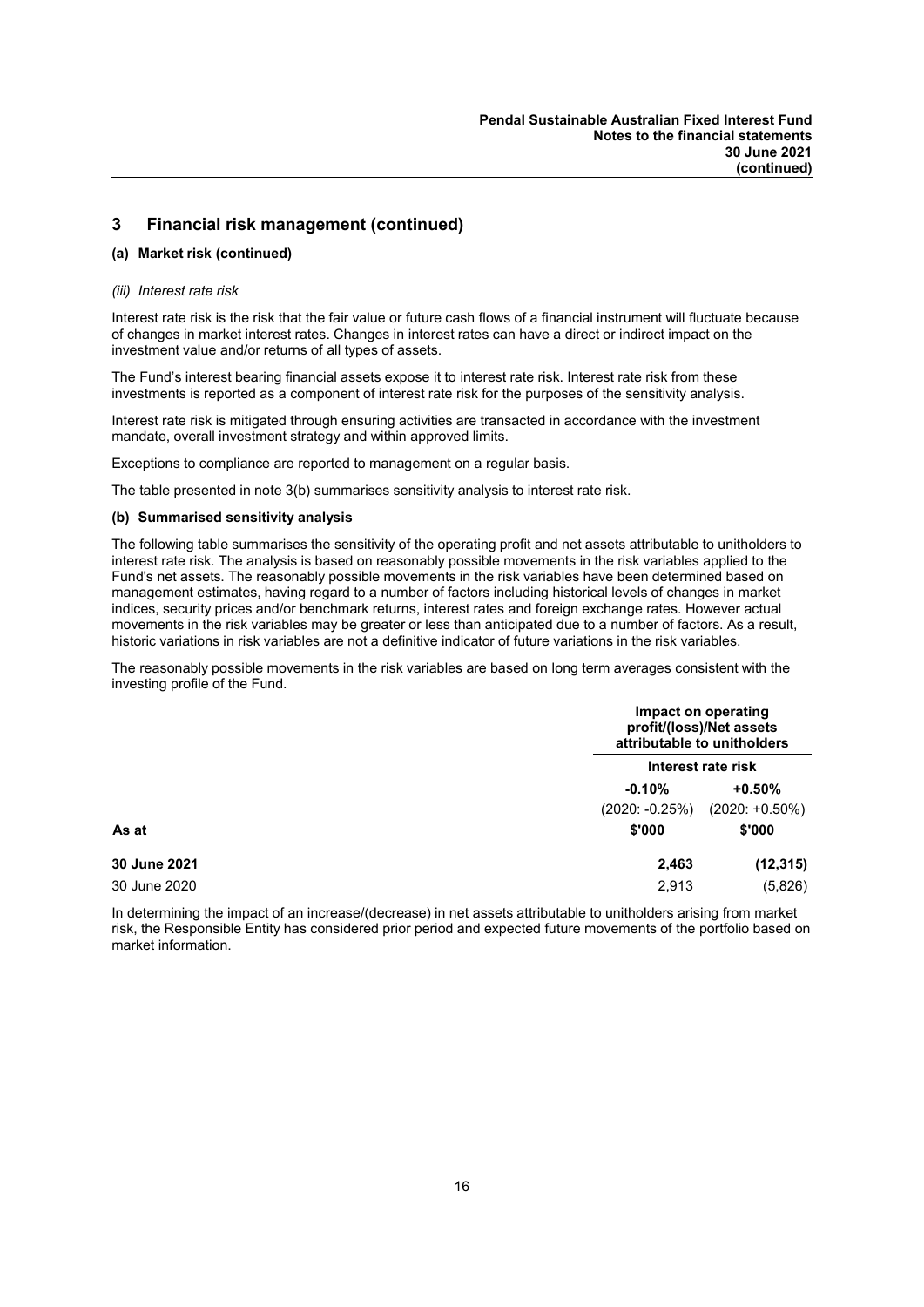## 3 Financial risk management (continued)

### (a) Market risk (continued)

*(iii) Interest rate risk*

Interest rate risk is the risk that the fair value or future cash flows of a financial instrument will fluctuate because of changes in market interest rates. Changes in interest rates can have a direct or indirect impact on the investment value and/or returns of all types of assets.

The Fund's interest bearing financial assets expose it to interest rate risk. Interest rate risk from these investments is reported as a component of interest rate risk for the purposes of the sensitivity analysis.

Interest rate risk is mitigated through ensuring activities are transacted in accordance with the investment mandate, overall investment strategy and within approved limits.

Exceptions to compliance are reported to management on a regular basis.

The table presented in note 3(b) summarises sensitivity analysis to interest rate risk.

### (b) Summarised sensitivity analysis

The following table summarises the sensitivity of the operating profit and net assets attributable to unitholders to interest rate risk. The analysis is based on reasonably possible movements in the risk variables applied to the Fund's net assets. The reasonably possible movements in the risk variables have been determined based on management estimates, having regard to a number of factors including historical levels of changes in market indices, security prices and/or benchmark returns, interest rates and foreign exchange rates. However actual movements in the risk variables may be greater or less than anticipated due to a number of factors. As a result, historic variations in risk variables are not a definitive indicator of future variations in the risk variables.

The reasonably possible movements in the risk variables are based on long term averages consistent with the investing profile of the Fund.

| | Impact on operating profit/(loss)/Net assets attributable to unitholders | |
|---|---|---|
| | Interest rate risk | |
| | -0.10% | +0.50% |
| | (2020: -0.25%) | (2020: +0.50%) |
| As at | $'000 | $'000 |
| **30 June 2021** | **2,463** | **(12,315)** |
| 30 June 2020 | 2,913 | (5,826) |

In determining the impact of an increase/(decrease) in net assets attributable to unitholders arising from market risk, the Responsible Entity has considered prior period and expected future movements of the portfolio based on market information.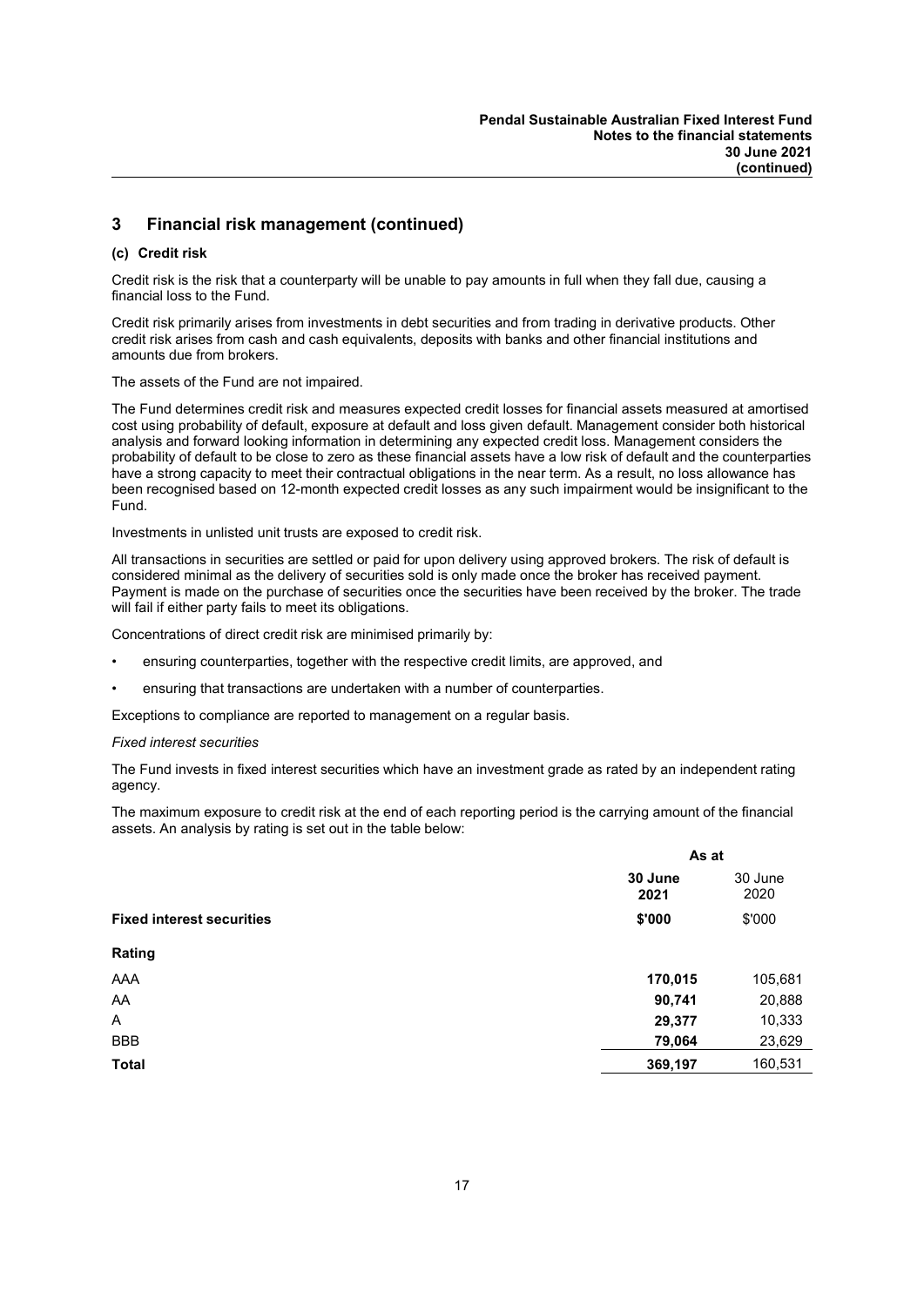## 3 Financial risk management (continued)

### (c) Credit risk

Credit risk is the risk that a counterparty will be unable to pay amounts in full when they fall due, causing a financial loss to the Fund.

Credit risk primarily arises from investments in debt securities and from trading in derivative products. Other credit risk arises from cash and cash equivalents, deposits with banks and other financial institutions and amounts due from brokers.

The assets of the Fund are not impaired.

The Fund determines credit risk and measures expected credit losses for financial assets measured at amortised cost using probability of default, exposure at default and loss given default. Management consider both historical analysis and forward looking information in determining any expected credit loss. Management considers the probability of default to be close to zero as these financial assets have a low risk of default and the counterparties have a strong capacity to meet their contractual obligations in the near term. As a result, no loss allowance has been recognised based on 12-month expected credit losses as any such impairment would be insignificant to the Fund.

Investments in unlisted unit trusts are exposed to credit risk.

All transactions in securities are settled or paid for upon delivery using approved brokers. The risk of default is considered minimal as the delivery of securities sold is only made once the broker has received payment. Payment is made on the purchase of securities once the securities have been received by the broker. The trade will fail if either party fails to meet its obligations.

Concentrations of direct credit risk are minimised primarily by:

- ensuring counterparties, together with the respective credit limits, are approved, and
- ensuring that transactions are undertaken with a number of counterparties.

Exceptions to compliance are reported to management on a regular basis.

*Fixed interest securities*

The Fund invests in fixed interest securities which have an investment grade as rated by an independent rating agency.

The maximum exposure to credit risk at the end of each reporting period is the carrying amount of the financial assets. An analysis by rating is set out in the table below:

| | As at | |
|---|---|---|
| | **30 June 2021** | 30 June 2020 |
| **Fixed interest securities** | **\$'000** | \$'000 |
| **Rating** | | |
| AAA | **170,015** | 105,681 |
| AA | **90,741** | 20,888 |
| A | **29,377** | 10,333 |
| BBB | **79,064** | 23,629 |
| **Total** | **369,197** | 160,531 |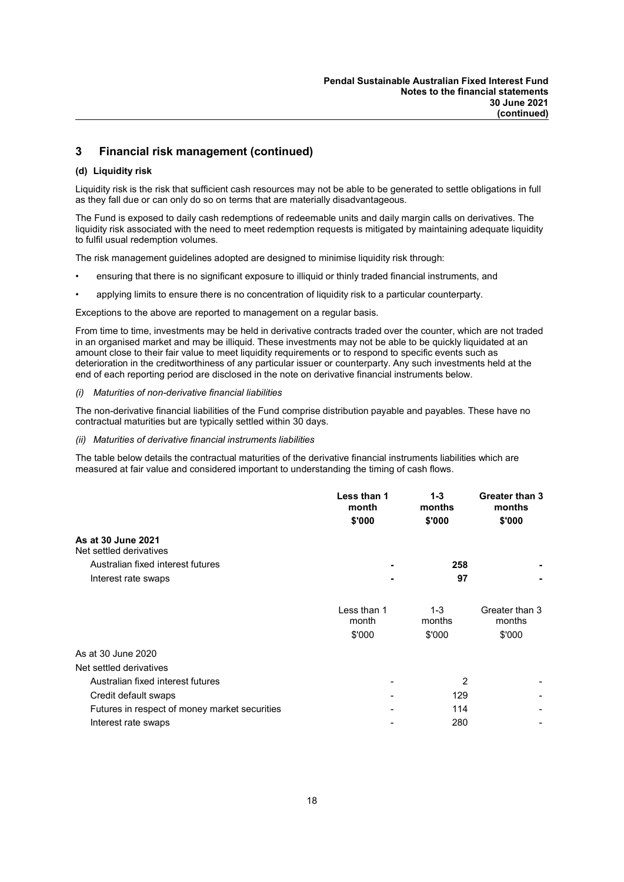## 3 Financial risk management (continued)

### (d) Liquidity risk

Liquidity risk is the risk that sufficient cash resources may not be able to be generated to settle obligations in full as they fall due or can only do so on terms that are materially disadvantageous.

The Fund is exposed to daily cash redemptions of redeemable units and daily margin calls on derivatives. The liquidity risk associated with the need to meet redemption requests is mitigated by maintaining adequate liquidity to fulfil usual redemption volumes.

The risk management guidelines adopted are designed to minimise liquidity risk through:

- ensuring that there is no significant exposure to illiquid or thinly traded financial instruments, and
- applying limits to ensure there is no concentration of liquidity risk to a particular counterparty.

Exceptions to the above are reported to management on a regular basis.

From time to time, investments may be held in derivative contracts traded over the counter, which are not traded in an organised market and may be illiquid. These investments may not be able to be quickly liquidated at an amount close to their fair value to meet liquidity requirements or to respond to specific events such as deterioration in the creditworthiness of any particular issuer or counterparty. Any such investments held at the end of each reporting period are disclosed in the note on derivative financial instruments below.

*(i) Maturities of non-derivative financial liabilities*

The non-derivative financial liabilities of the Fund comprise distribution payable and payables. These have no contractual maturities but are typically settled within 30 days.

*(ii) Maturities of derivative financial instruments liabilities*

The table below details the contractual maturities of the derivative financial instruments liabilities which are measured at fair value and considered important to understanding the timing of cash flows.

| | **Less than 1 month $'000** | **1-3 months $'000** | **Greater than 3 months $'000** |
|---|---|---|---|
| **As at 30 June 2021** | | | |
| Net settled derivatives | | | |
| Australian fixed interest futures | **-** | **258** | **-** |
| Interest rate swaps | **-** | **97** | **-** |

| | Less than 1 month $'000 | 1-3 months $'000 | Greater than 3 months $'000 |
|---|---|---|---|
| As at 30 June 2020 | | | |
| Net settled derivatives | | | |
| Australian fixed interest futures | - | 2 | - |
| Credit default swaps | - | 129 | - |
| Futures in respect of money market securities | - | 114 | - |
| Interest rate swaps | - | 280 | - |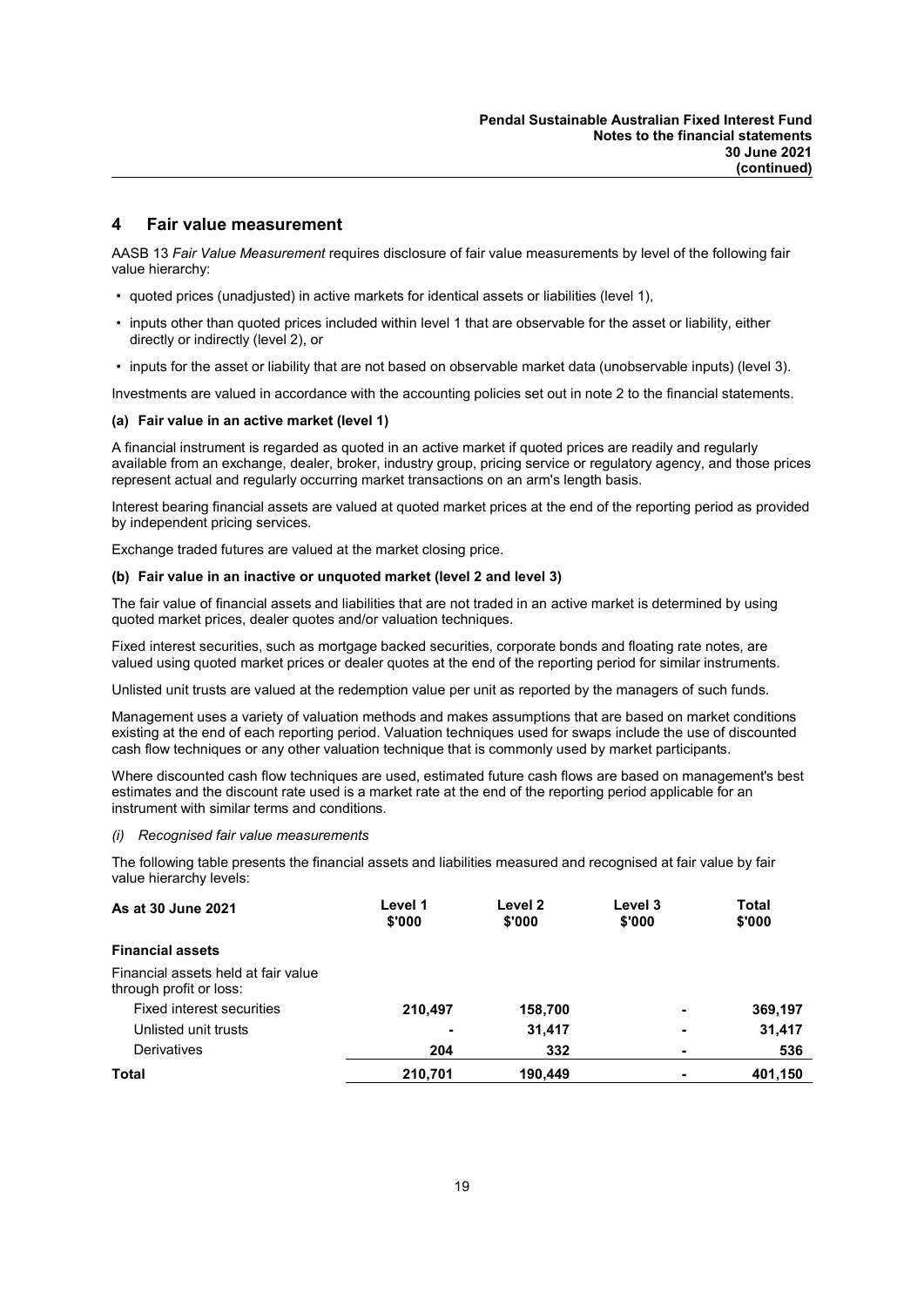## 4 Fair value measurement

AASB 13 *Fair Value Measurement* requires disclosure of fair value measurements by level of the following fair value hierarchy:

- quoted prices (unadjusted) in active markets for identical assets or liabilities (level 1),
- inputs other than quoted prices included within level 1 that are observable for the asset or liability, either directly or indirectly (level 2), or
- inputs for the asset or liability that are not based on observable market data (unobservable inputs) (level 3).

Investments are valued in accordance with the accounting policies set out in note 2 to the financial statements.

**(a) Fair value in an active market (level 1)**

A financial instrument is regarded as quoted in an active market if quoted prices are readily and regularly available from an exchange, dealer, broker, industry group, pricing service or regulatory agency, and those prices represent actual and regularly occurring market transactions on an arm's length basis.

Interest bearing financial assets are valued at quoted market prices at the end of the reporting period as provided by independent pricing services.

Exchange traded futures are valued at the market closing price.

**(b) Fair value in an inactive or unquoted market (level 2 and level 3)**

The fair value of financial assets and liabilities that are not traded in an active market is determined by using quoted market prices, dealer quotes and/or valuation techniques.

Fixed interest securities, such as mortgage backed securities, corporate bonds and floating rate notes, are valued using quoted market prices or dealer quotes at the end of the reporting period for similar instruments.

Unlisted unit trusts are valued at the redemption value per unit as reported by the managers of such funds.

Management uses a variety of valuation methods and makes assumptions that are based on market conditions existing at the end of each reporting period. Valuation techniques used for swaps include the use of discounted cash flow techniques or any other valuation technique that is commonly used by market participants.

Where discounted cash flow techniques are used, estimated future cash flows are based on management's best estimates and the discount rate used is a market rate at the end of the reporting period applicable for an instrument with similar terms and conditions.

*(i) Recognised fair value measurements*

The following table presents the financial assets and liabilities measured and recognised at fair value by fair value hierarchy levels:

| As at 30 June 2021 | Level 1 $'000 | Level 2 $'000 | Level 3 $'000 | Total $'000 |
|---|---|---|---|---|
| **Financial assets** | | | | |
| Financial assets held at fair value through profit or loss: | | | | |
| Fixed interest securities | **210,497** | **158,700** | **-** | **369,197** |
| Unlisted unit trusts | **-** | **31,417** | **-** | **31,417** |
| Derivatives | **204** | **332** | **-** | **536** |
| **Total** | **210,701** | **190,449** | **-** | **401,150** |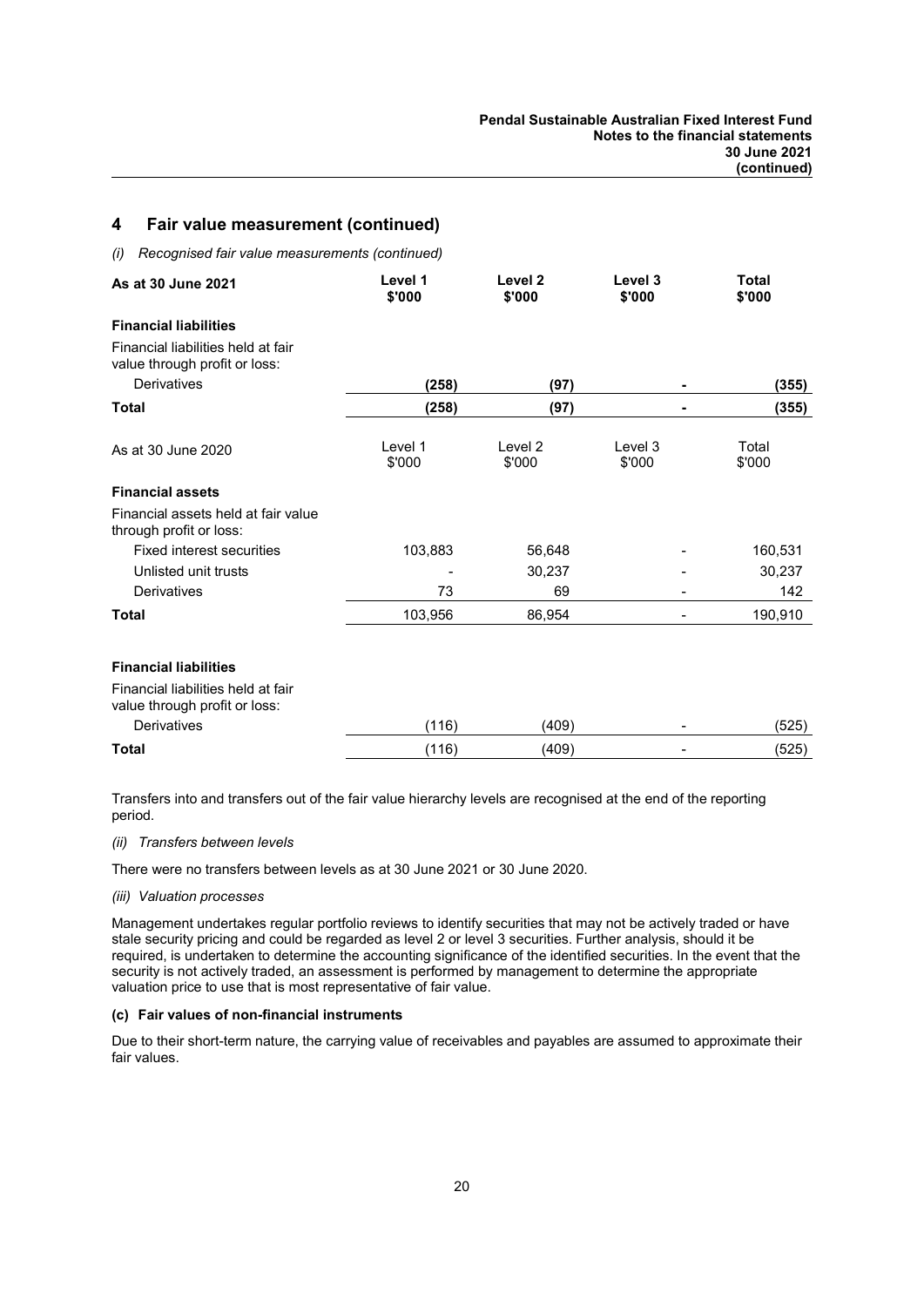## 4 Fair value measurement (continued)

*(i) Recognised fair value measurements (continued)*

| **As at 30 June 2021** | **Level 1 $'000** | **Level 2 $'000** | **Level 3 $'000** | **Total $'000** |
|---|---|---|---|---|
| **Financial liabilities** | | | | |
| Financial liabilities held at fair value through profit or loss: | | | | |
| Derivatives | **(258)** | **(97)** | **-** | **(355)** |
| **Total** | **(258)** | **(97)** | **-** | **(355)** |

| As at 30 June 2020 | Level 1 $'000 | Level 2 $'000 | Level 3 $'000 | Total $'000 |
|---|---|---|---|---|
| **Financial assets** | | | | |
| Financial assets held at fair value through profit or loss: | | | | |
| Fixed interest securities | 103,883 | 56,648 | - | 160,531 |
| Unlisted unit trusts | - | 30,237 | - | 30,237 |
| Derivatives | 73 | 69 | - | 142 |
| **Total** | 103,956 | 86,954 | - | 190,910 |
| | | | | |
| **Financial liabilities** | | | | |
| Financial liabilities held at fair value through profit or loss: | | | | |
| Derivatives | (116) | (409) | - | (525) |
| **Total** | (116) | (409) | - | (525) |

Transfers into and transfers out of the fair value hierarchy levels are recognised at the end of the reporting period.

*(ii) Transfers between levels*

There were no transfers between levels as at 30 June 2021 or 30 June 2020.

*(iii) Valuation processes*

Management undertakes regular portfolio reviews to identify securities that may not be actively traded or have stale security pricing and could be regarded as level 2 or level 3 securities. Further analysis, should it be required, is undertaken to determine the accounting significance of the identified securities. In the event that the security is not actively traded, an assessment is performed by management to determine the appropriate valuation price to use that is most representative of fair value.

**(c) Fair values of non-financial instruments**

Due to their short-term nature, the carrying value of receivables and payables are assumed to approximate their fair values.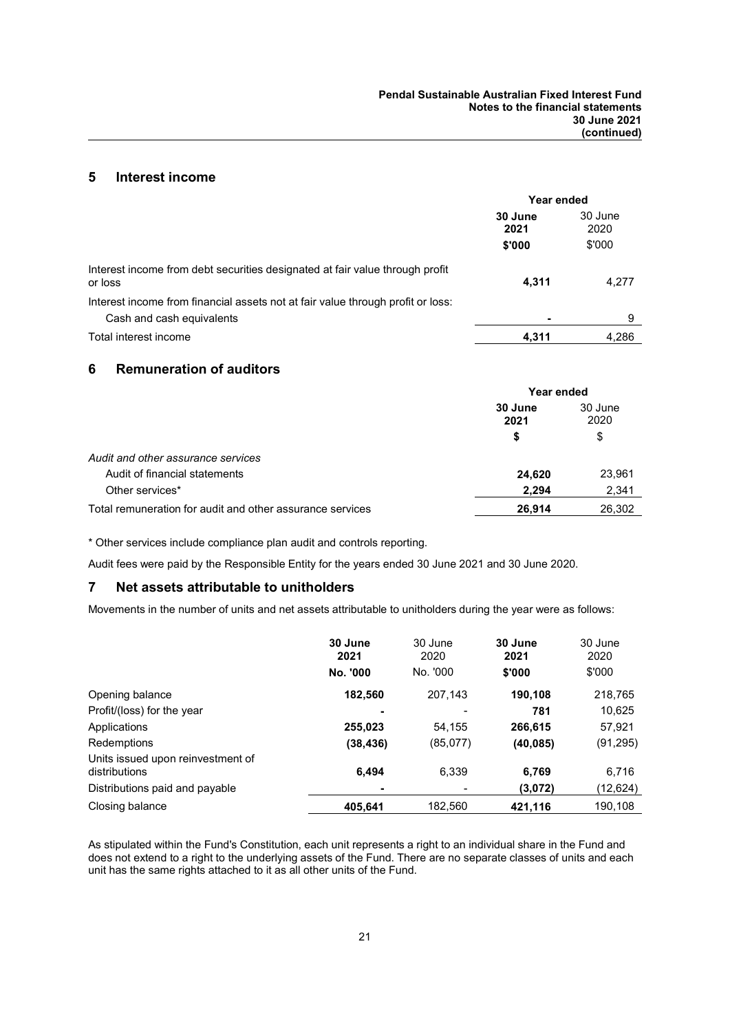## 5 Interest income

| | Year ended | |
|---|---|---|
| | **30 June 2021** | 30 June 2020 |
| | **$'000** | $'000 |
| Interest income from debt securities designated at fair value through profit or loss | **4,311** | 4,277 |
| Interest income from financial assets not at fair value through profit or loss: | | |
| Cash and cash equivalents | **-** | 9 |
| Total interest income | **4,311** | 4,286 |

## 6 Remuneration of auditors

| | Year ended | |
|---|---|---|
| | **30 June 2021** | 30 June 2020 |
| | **$** | $ |
| *Audit and other assurance services* | | |
| Audit of financial statements | **24,620** | 23,961 |
| Other services* | **2,294** | 2,341 |
| Total remuneration for audit and other assurance services | **26,914** | 26,302 |

* Other services include compliance plan audit and controls reporting.

Audit fees were paid by the Responsible Entity for the years ended 30 June 2021 and 30 June 2020.

## 7 Net assets attributable to unitholders

Movements in the number of units and net assets attributable to unitholders during the year were as follows:

| | **30 June 2021** | 30 June 2020 | **30 June 2021** | 30 June 2020 |
|---|---|---|---|---|
| | **No. '000** | No. '000 | **$'000** | $'000 |
| Opening balance | **182,560** | 207,143 | **190,108** | 218,765 |
| Profit/(loss) for the year | **-** | - | **781** | 10,625 |
| Applications | **255,023** | 54,155 | **266,615** | 57,921 |
| Redemptions | **(38,436)** | (85,077) | **(40,085)** | (91,295) |
| Units issued upon reinvestment of distributions | **6,494** | 6,339 | **6,769** | 6,716 |
| Distributions paid and payable | **-** | - | **(3,072)** | (12,624) |
| Closing balance | **405,641** | 182,560 | **421,116** | 190,108 |

As stipulated within the Fund's Constitution, each unit represents a right to an individual share in the Fund and does not extend to a right to the underlying assets of the Fund. There are no separate classes of units and each unit has the same rights attached to it as all other units of the Fund.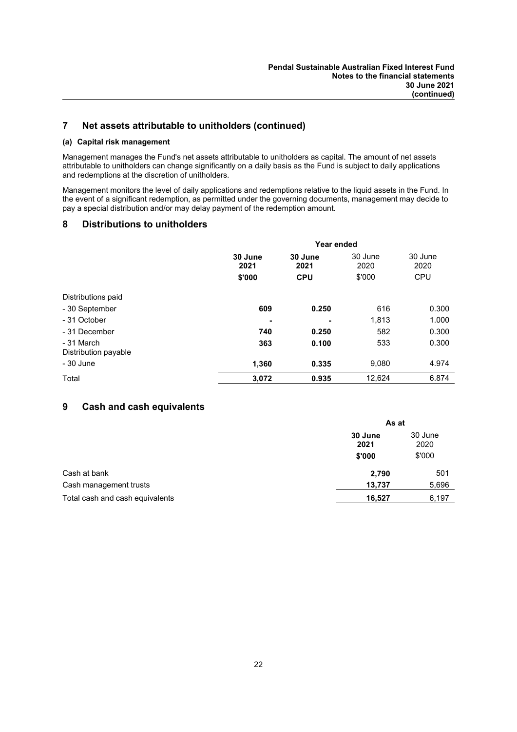## 7 Net assets attributable to unitholders (continued)

### (a) Capital risk management

Management manages the Fund's net assets attributable to unitholders as capital. The amount of net assets attributable to unitholders can change significantly on a daily basis as the Fund is subject to daily applications and redemptions at the discretion of unitholders.

Management monitors the level of daily applications and redemptions relative to the liquid assets in the Fund. In the event of a significant redemption, as permitted under the governing documents, management may decide to pay a special distribution and/or may delay payment of the redemption amount.

## 8 Distributions to unitholders

| | Year ended | | | |
|---|---|---|---|---|
| | **30 June 2021** | **30 June 2021** | 30 June 2020 | 30 June 2020 |
| | **\$'000** | **CPU** | \$'000 | CPU |
| Distributions paid | | | | |
| - 30 September | **609** | **0.250** | 616 | 0.300 |
| - 31 October | **-** | **-** | 1,813 | 1.000 |
| - 31 December | **740** | **0.250** | 582 | 0.300 |
| - 31 March | **363** | **0.100** | 533 | 0.300 |
| Distribution payable | | | | |
| - 30 June | **1,360** | **0.335** | 9,080 | 4.974 |
| Total | **3,072** | **0.935** | 12,624 | 6.874 |

## 9 Cash and cash equivalents

| | As at | |
|---|---|---|
| | **30 June 2021** | 30 June 2020 |
| | **\$'000** | \$'000 |
| Cash at bank | **2,790** | 501 |
| Cash management trusts | **13,737** | 5,696 |
| Total cash and cash equivalents | **16,527** | 6,197 |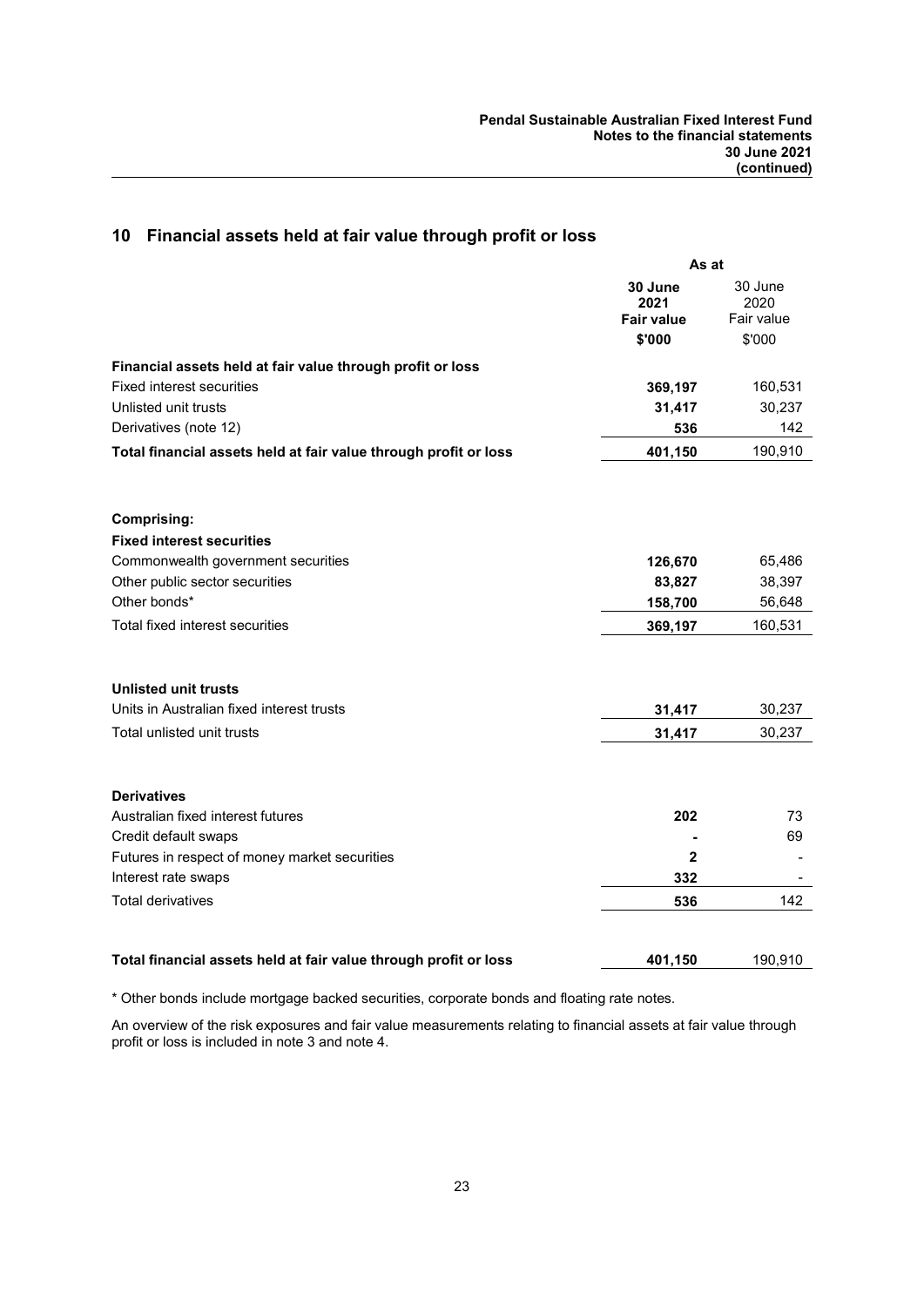## 10 Financial assets held at fair value through profit or loss

| | As at | |
|---|---|---|
| | **30 June 2021 Fair value** | 30 June 2020 Fair value |
| | **$'000** | $'000 |
| **Financial assets held at fair value through profit or loss** | | |
| Fixed interest securities | **369,197** | 160,531 |
| Unlisted unit trusts | **31,417** | 30,237 |
| Derivatives (note 12) | **536** | 142 |
| **Total financial assets held at fair value through profit or loss** | **401,150** | 190,910 |
| | | |
| **Comprising:** | | |
| **Fixed interest securities** | | |
| Commonwealth government securities | **126,670** | 65,486 |
| Other public sector securities | **83,827** | 38,397 |
| Other bonds* | **158,700** | 56,648 |
| Total fixed interest securities | **369,197** | 160,531 |
| | | |
| **Unlisted unit trusts** | | |
| Units in Australian fixed interest trusts | **31,417** | 30,237 |
| Total unlisted unit trusts | **31,417** | 30,237 |
| | | |
| **Derivatives** | | |
| Australian fixed interest futures | **202** | 73 |
| Credit default swaps | **-** | 69 |
| Futures in respect of money market securities | **2** | - |
| Interest rate swaps | **332** | - |
| Total derivatives | **536** | 142 |
| | | |
| **Total financial assets held at fair value through profit or loss** | **401,150** | 190,910 |

\* Other bonds include mortgage backed securities, corporate bonds and floating rate notes.

An overview of the risk exposures and fair value measurements relating to financial assets at fair value through profit or loss is included in note 3 and note 4.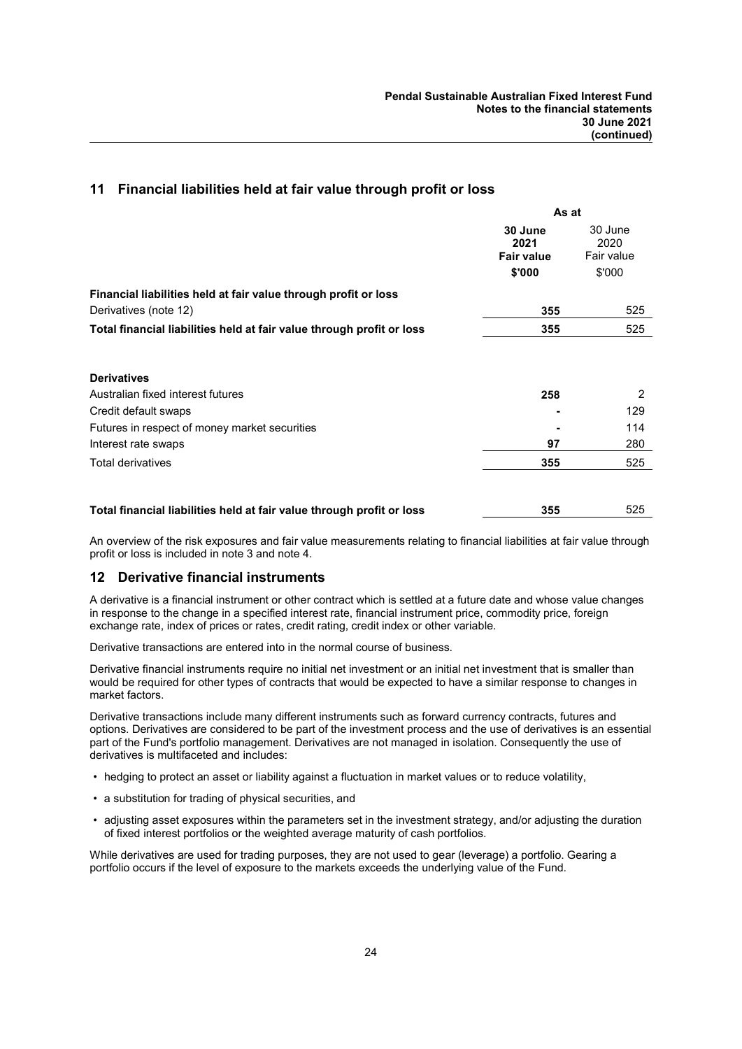## 11 Financial liabilities held at fair value through profit or loss

| | As at | |
|---|---|---|
| | **30 June 2021 Fair value** | 30 June 2020 Fair value |
| | **$'000** | $'000 |
| **Financial liabilities held at fair value through profit or loss** | | |
| Derivatives (note 12) | **355** | 525 |
| **Total financial liabilities held at fair value through profit or loss** | **355** | 525 |
| | | |
| **Derivatives** | | |
| Australian fixed interest futures | **258** | 2 |
| Credit default swaps | **-** | 129 |
| Futures in respect of money market securities | **-** | 114 |
| Interest rate swaps | **97** | 280 |
| Total derivatives | **355** | 525 |
| | | |
| **Total financial liabilities held at fair value through profit or loss** | **355** | 525 |

An overview of the risk exposures and fair value measurements relating to financial liabilities at fair value through profit or loss is included in note 3 and note 4.

## 12 Derivative financial instruments

A derivative is a financial instrument or other contract which is settled at a future date and whose value changes in response to the change in a specified interest rate, financial instrument price, commodity price, foreign exchange rate, index of prices or rates, credit rating, credit index or other variable.

Derivative transactions are entered into in the normal course of business.

Derivative financial instruments require no initial net investment or an initial net investment that is smaller than would be required for other types of contracts that would be expected to have a similar response to changes in market factors.

Derivative transactions include many different instruments such as forward currency contracts, futures and options. Derivatives are considered to be part of the investment process and the use of derivatives is an essential part of the Fund's portfolio management. Derivatives are not managed in isolation. Consequently the use of derivatives is multifaceted and includes:

- hedging to protect an asset or liability against a fluctuation in market values or to reduce volatility,
- a substitution for trading of physical securities, and
- adjusting asset exposures within the parameters set in the investment strategy, and/or adjusting the duration of fixed interest portfolios or the weighted average maturity of cash portfolios.

While derivatives are used for trading purposes, they are not used to gear (leverage) a portfolio. Gearing a portfolio occurs if the level of exposure to the markets exceeds the underlying value of the Fund.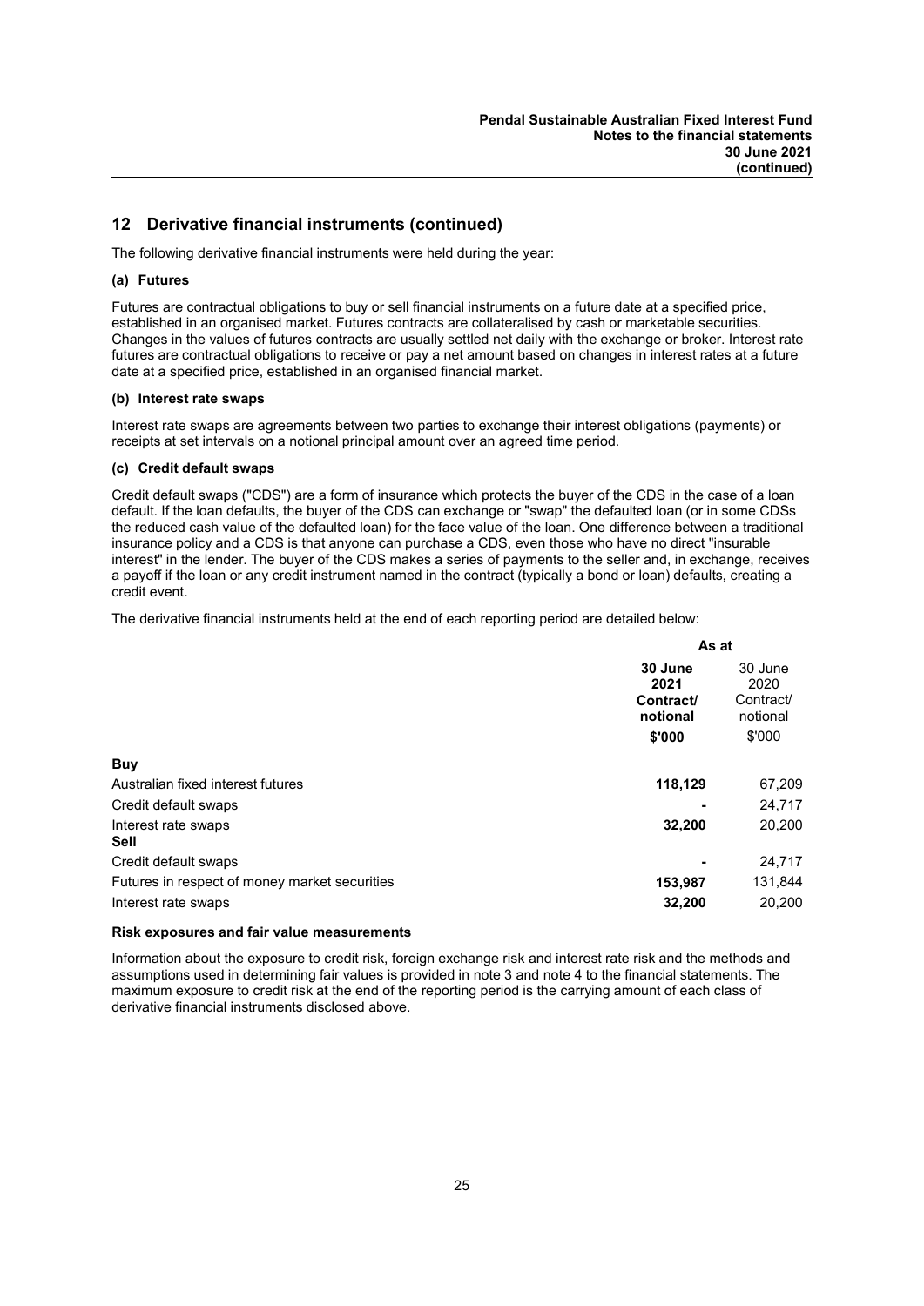## 12 Derivative financial instruments (continued)

The following derivative financial instruments were held during the year:

### (a) Futures

Futures are contractual obligations to buy or sell financial instruments on a future date at a specified price, established in an organised market. Futures contracts are collateralised by cash or marketable securities. Changes in the values of futures contracts are usually settled net daily with the exchange or broker. Interest rate futures are contractual obligations to receive or pay a net amount based on changes in interest rates at a future date at a specified price, established in an organised financial market.

### (b) Interest rate swaps

Interest rate swaps are agreements between two parties to exchange their interest obligations (payments) or receipts at set intervals on a notional principal amount over an agreed time period.

### (c) Credit default swaps

Credit default swaps ("CDS") are a form of insurance which protects the buyer of the CDS in the case of a loan default. If the loan defaults, the buyer of the CDS can exchange or "swap" the defaulted loan (or in some CDSs the reduced cash value of the defaulted loan) for the face value of the loan. One difference between a traditional insurance policy and a CDS is that anyone can purchase a CDS, even those who have no direct "insurable interest" in the lender. The buyer of the CDS makes a series of payments to the seller and, in exchange, receives a payoff if the loan or any credit instrument named in the contract (typically a bond or loan) defaults, creating a credit event.

The derivative financial instruments held at the end of each reporting period are detailed below:

| | As at | |
|---|---|---|
| | **30 June 2021 Contract/ notional** | 30 June 2020 Contract/ notional |
| | **$'000** | $'000 |
| **Buy** | | |
| Australian fixed interest futures | **118,129** | 67,209 |
| Credit default swaps | **-** | 24,717 |
| Interest rate swaps | **32,200** | 20,200 |
| **Sell** | | |
| Credit default swaps | **-** | 24,717 |
| Futures in respect of money market securities | **153,987** | 131,844 |
| Interest rate swaps | **32,200** | 20,200 |

#### Risk exposures and fair value measurements

Information about the exposure to credit risk, foreign exchange risk and interest rate risk and the methods and assumptions used in determining fair values is provided in note 3 and note 4 to the financial statements. The maximum exposure to credit risk at the end of the reporting period is the carrying amount of each class of derivative financial instruments disclosed above.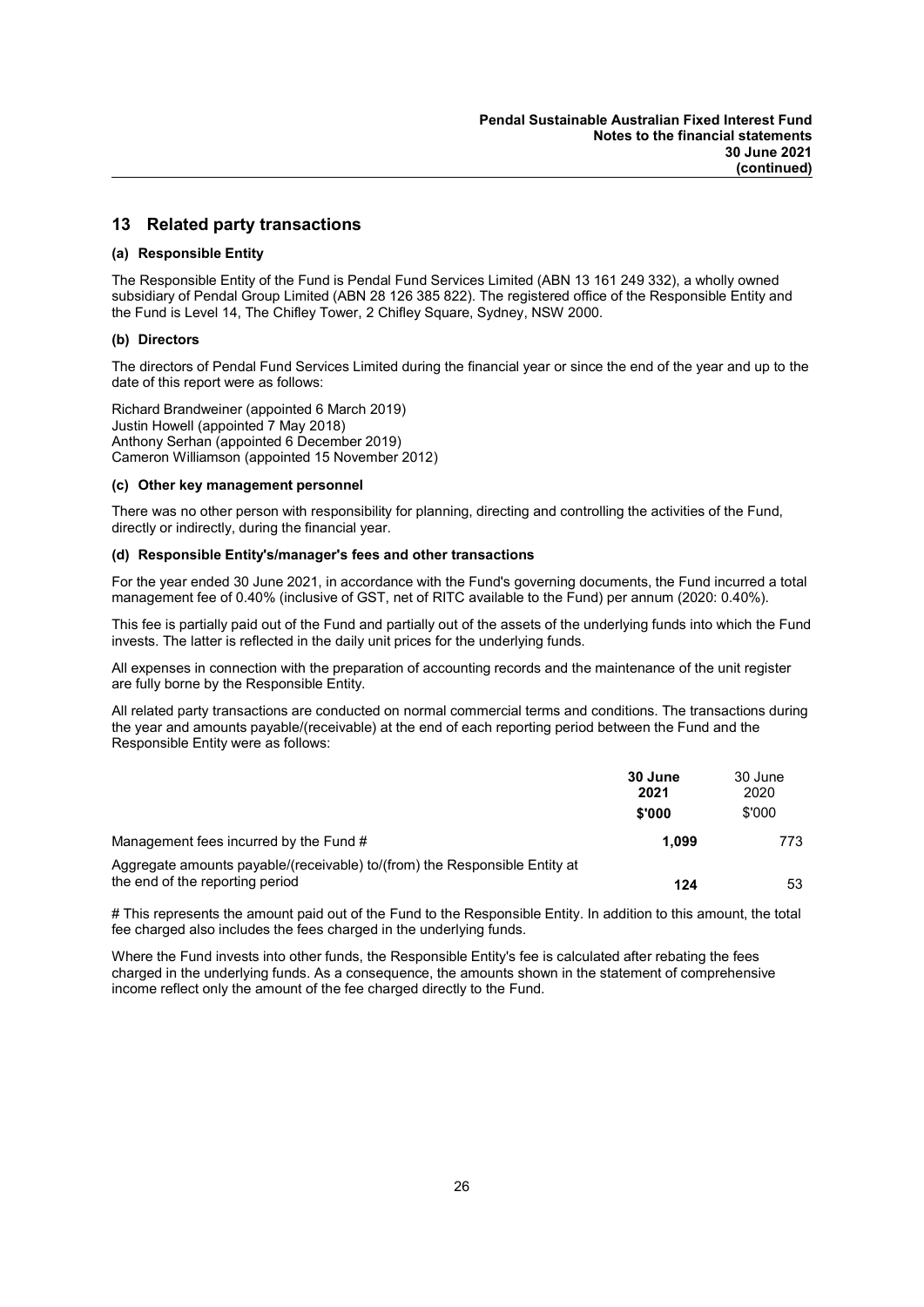## 13 Related party transactions

### (a) Responsible Entity

The Responsible Entity of the Fund is Pendal Fund Services Limited (ABN 13 161 249 332), a wholly owned subsidiary of Pendal Group Limited (ABN 28 126 385 822). The registered office of the Responsible Entity and the Fund is Level 14, The Chifley Tower, 2 Chifley Square, Sydney, NSW 2000.

### (b) Directors

The directors of Pendal Fund Services Limited during the financial year or since the end of the year and up to the date of this report were as follows:

Richard Brandweiner (appointed 6 March 2019)
Justin Howell (appointed 7 May 2018)
Anthony Serhan (appointed 6 December 2019)
Cameron Williamson (appointed 15 November 2012)

### (c) Other key management personnel

There was no other person with responsibility for planning, directing and controlling the activities of the Fund, directly or indirectly, during the financial year.

### (d) Responsible Entity's/manager's fees and other transactions

For the year ended 30 June 2021, in accordance with the Fund's governing documents, the Fund incurred a total management fee of 0.40% (inclusive of GST, net of RITC available to the Fund) per annum (2020: 0.40%).

This fee is partially paid out of the Fund and partially out of the assets of the underlying funds into which the Fund invests. The latter is reflected in the daily unit prices for the underlying funds.

All expenses in connection with the preparation of accounting records and the maintenance of the unit register are fully borne by the Responsible Entity.

All related party transactions are conducted on normal commercial terms and conditions. The transactions during the year and amounts payable/(receivable) at the end of each reporting period between the Fund and the Responsible Entity were as follows:

| | **30 June 2021 $'000** | 30 June 2020 $'000 |
|---|---|---|
| Management fees incurred by the Fund # | **1,099** | 773 |
| Aggregate amounts payable/(receivable) to/(from) the Responsible Entity at the end of the reporting period | **124** | 53 |

# This represents the amount paid out of the Fund to the Responsible Entity. In addition to this amount, the total fee charged also includes the fees charged in the underlying funds.

Where the Fund invests into other funds, the Responsible Entity's fee is calculated after rebating the fees charged in the underlying funds. As a consequence, the amounts shown in the statement of comprehensive income reflect only the amount of the fee charged directly to the Fund.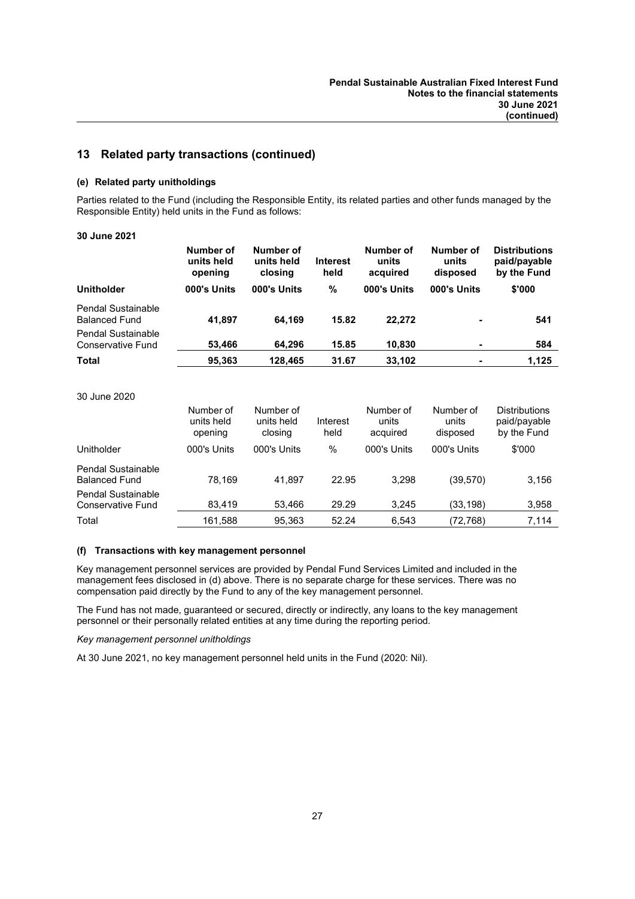## 13 Related party transactions (continued)

### (e) Related party unitholdings

Parties related to the Fund (including the Responsible Entity, its related parties and other funds managed by the Responsible Entity) held units in the Fund as follows:

**30 June 2021**

| **Unitholder** | **Number of units held opening** | **Number of units held closing** | **Interest held** | **Number of units acquired** | **Number of units disposed** | **Distributions paid/payable by the Fund** |
|---|---|---|---|---|---|---|
| | **000's Units** | **000's Units** | **%** | **000's Units** | **000's Units** | **$'000** |
| Pendal Sustainable Balanced Fund | **41,897** | **64,169** | **15.82** | **22,272** | **-** | **541** |
| Pendal Sustainable Conservative Fund | **53,466** | **64,296** | **15.85** | **10,830** | **-** | **584** |
| **Total** | **95,363** | **128,465** | **31.67** | **33,102** | **-** | **1,125** |

30 June 2020

| Unitholder | Number of units held opening | Number of units held closing | Interest held | Number of units acquired | Number of units disposed | Distributions paid/payable by the Fund |
|---|---|---|---|---|---|---|
| | 000's Units | 000's Units | % | 000's Units | 000's Units | $'000 |
| Pendal Sustainable Balanced Fund | 78,169 | 41,897 | 22.95 | 3,298 | (39,570) | 3,156 |
| Pendal Sustainable Conservative Fund | 83,419 | 53,466 | 29.29 | 3,245 | (33,198) | 3,958 |
| Total | 161,588 | 95,363 | 52.24 | 6,543 | (72,768) | 7,114 |

### (f) Transactions with key management personnel

Key management personnel services are provided by Pendal Fund Services Limited and included in the management fees disclosed in (d) above. There is no separate charge for these services. There was no compensation paid directly by the Fund to any of the key management personnel.

The Fund has not made, guaranteed or secured, directly or indirectly, any loans to the key management personnel or their personally related entities at any time during the reporting period.

*Key management personnel unitholdings*

At 30 June 2021, no key management personnel held units in the Fund (2020: Nil).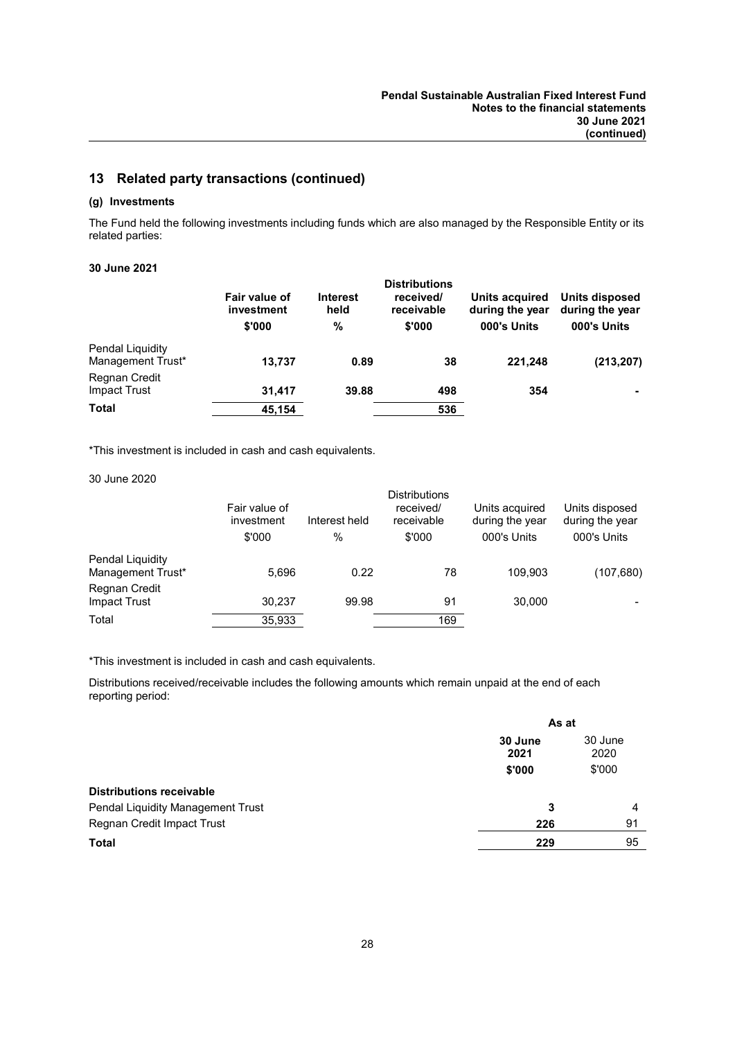## 13 Related party transactions (continued)

### (g) Investments

The Fund held the following investments including funds which are also managed by the Responsible Entity or its related parties:

**30 June 2021**

| | **Fair value of investment** | **Interest held** | **Distributions received/ receivable** | **Units acquired during the year** | **Units disposed during the year** |
|---|---|---|---|---|---|
| | **$'000** | **%** | **$'000** | **000's Units** | **000's Units** |
| Pendal Liquidity Management Trust* | **13,737** | **0.89** | **38** | **221,248** | **(213,207)** |
| Regnan Credit Impact Trust | **31,417** | **39.88** | **498** | **354** | **-** |
| **Total** | **45,154** | | **536** | | |

*This investment is included in cash and cash equivalents.

30 June 2020

| | Fair value of investment | Interest held | Distributions received/ receivable | Units acquired during the year | Units disposed during the year |
|---|---|---|---|---|---|
| | $'000 | % | $'000 | 000's Units | 000's Units |
| Pendal Liquidity Management Trust* | 5,696 | 0.22 | 78 | 109,903 | (107,680) |
| Regnan Credit Impact Trust | 30,237 | 99.98 | 91 | 30,000 | - |
| Total | 35,933 | | 169 | | |

*This investment is included in cash and cash equivalents.

Distributions received/receivable includes the following amounts which remain unpaid at the end of each reporting period:

| | As at | |
|---|---|---|
| | **30 June 2021** | 30 June 2020 |
| | **$'000** | $'000 |
| **Distributions receivable** | | |
| Pendal Liquidity Management Trust | **3** | 4 |
| Regnan Credit Impact Trust | **226** | 91 |
| **Total** | **229** | 95 |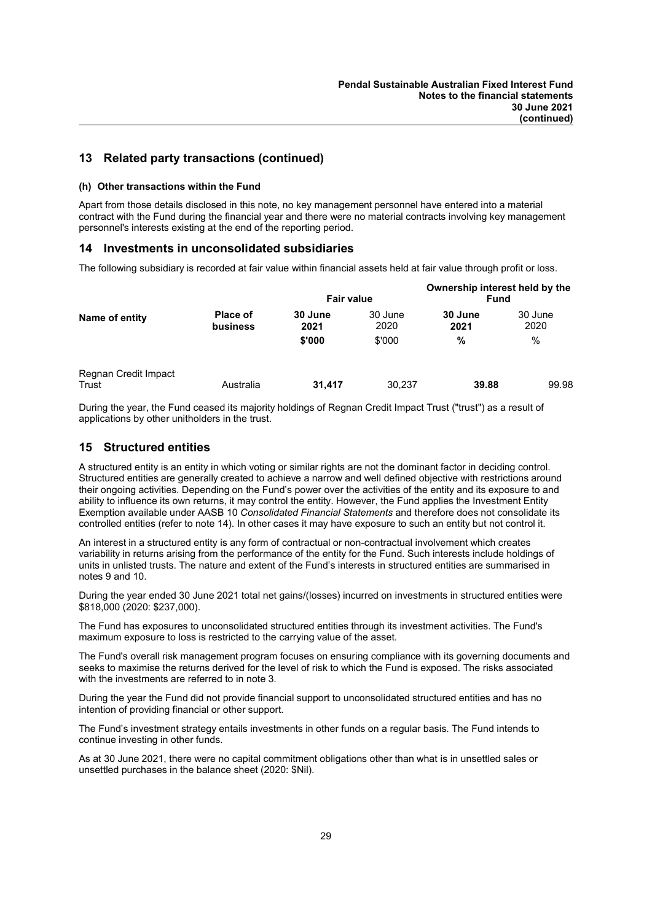## 13 Related party transactions (continued)

### (h) Other transactions within the Fund

Apart from those details disclosed in this note, no key management personnel have entered into a material contract with the Fund during the financial year and there were no material contracts involving key management personnel's interests existing at the end of the reporting period.

## 14 Investments in unconsolidated subsidiaries

The following subsidiary is recorded at fair value within financial assets held at fair value through profit or loss.

| Name of entity | Place of business | Fair value | | Ownership interest held by the Fund | |
|---|---|---|---|---|---|
| | | **30 June 2021** | 30 June 2020 | **30 June 2021** | 30 June 2020 |
| | | **\$'000** | \$'000 | **%** | % |
| Regnan Credit Impact Trust | Australia | **31,417** | 30,237 | **39.88** | 99.98 |

During the year, the Fund ceased its majority holdings of Regnan Credit Impact Trust ("trust") as a result of applications by other unitholders in the trust.

## 15 Structured entities

A structured entity is an entity in which voting or similar rights are not the dominant factor in deciding control. Structured entities are generally created to achieve a narrow and well defined objective with restrictions around their ongoing activities. Depending on the Fund's power over the activities of the entity and its exposure to and ability to influence its own returns, it may control the entity. However, the Fund applies the Investment Entity Exemption available under AASB 10 *Consolidated Financial Statements* and therefore does not consolidate its controlled entities (refer to note 14). In other cases it may have exposure to such an entity but not control it.

An interest in a structured entity is any form of contractual or non-contractual involvement which creates variability in returns arising from the performance of the entity for the Fund. Such interests include holdings of units in unlisted trusts. The nature and extent of the Fund's interests in structured entities are summarised in notes 9 and 10.

During the year ended 30 June 2021 total net gains/(losses) incurred on investments in structured entities were \$818,000 (2020: \$237,000).

The Fund has exposures to unconsolidated structured entities through its investment activities. The Fund's maximum exposure to loss is restricted to the carrying value of the asset.

The Fund's overall risk management program focuses on ensuring compliance with its governing documents and seeks to maximise the returns derived for the level of risk to which the Fund is exposed. The risks associated with the investments are referred to in note 3.

During the year the Fund did not provide financial support to unconsolidated structured entities and has no intention of providing financial or other support.

The Fund's investment strategy entails investments in other funds on a regular basis. The Fund intends to continue investing in other funds.

As at 30 June 2021, there were no capital commitment obligations other than what is in unsettled sales or unsettled purchases in the balance sheet (2020: \$Nil).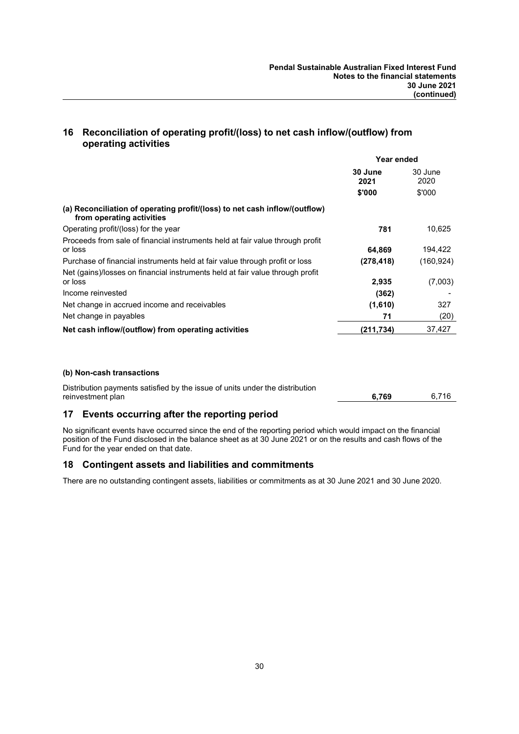## 16 Reconciliation of operating profit/(loss) to net cash inflow/(outflow) from operating activities

| | Year ended | |
|---|---|---|
| | **30 June 2021** | 30 June 2020 |
| | **\$'000** | \$'000 |
| **(a) Reconciliation of operating profit/(loss) to net cash inflow/(outflow) from operating activities** | | |
| Operating profit/(loss) for the year | **781** | 10,625 |
| Proceeds from sale of financial instruments held at fair value through profit or loss | **64,869** | 194,422 |
| Purchase of financial instruments held at fair value through profit or loss | **(278,418)** | (160,924) |
| Net (gains)/losses on financial instruments held at fair value through profit or loss | **2,935** | (7,003) |
| Income reinvested | **(362)** | - |
| Net change in accrued income and receivables | **(1,610)** | 327 |
| Net change in payables | **71** | (20) |
| **Net cash inflow/(outflow) from operating activities** | **(211,734)** | 37,427 |

**(b) Non-cash transactions**

| | | |
|---|---|---|
| Distribution payments satisfied by the issue of units under the distribution reinvestment plan | **6,769** | 6,716 |

## 17 Events occurring after the reporting period

No significant events have occurred since the end of the reporting period which would impact on the financial position of the Fund disclosed in the balance sheet as at 30 June 2021 or on the results and cash flows of the Fund for the year ended on that date.

## 18 Contingent assets and liabilities and commitments

There are no outstanding contingent assets, liabilities or commitments as at 30 June 2021 and 30 June 2020.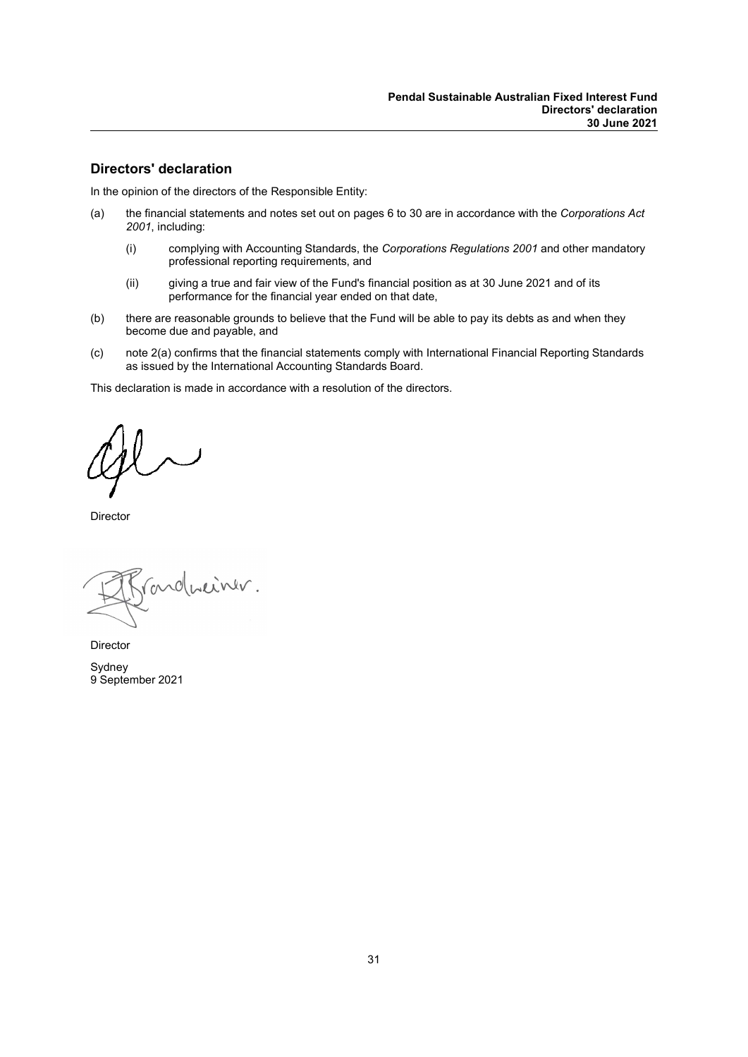## Directors' declaration

In the opinion of the directors of the Responsible Entity:

(a) the financial statements and notes set out on pages 6 to 30 are in accordance with the *Corporations Act 2001*, including:

   (i) complying with Accounting Standards, the *Corporations Regulations 2001* and other mandatory professional reporting requirements, and

   (ii) giving a true and fair view of the Fund's financial position as at 30 June 2021 and of its performance for the financial year ended on that date,

(b) there are reasonable grounds to believe that the Fund will be able to pay its debts as and when they become due and payable, and

(c) note 2(a) confirms that the financial statements comply with International Financial Reporting Standards as issued by the International Accounting Standards Board.

This declaration is made in accordance with a resolution of the directors.

Director

Director

Sydney
9 September 2021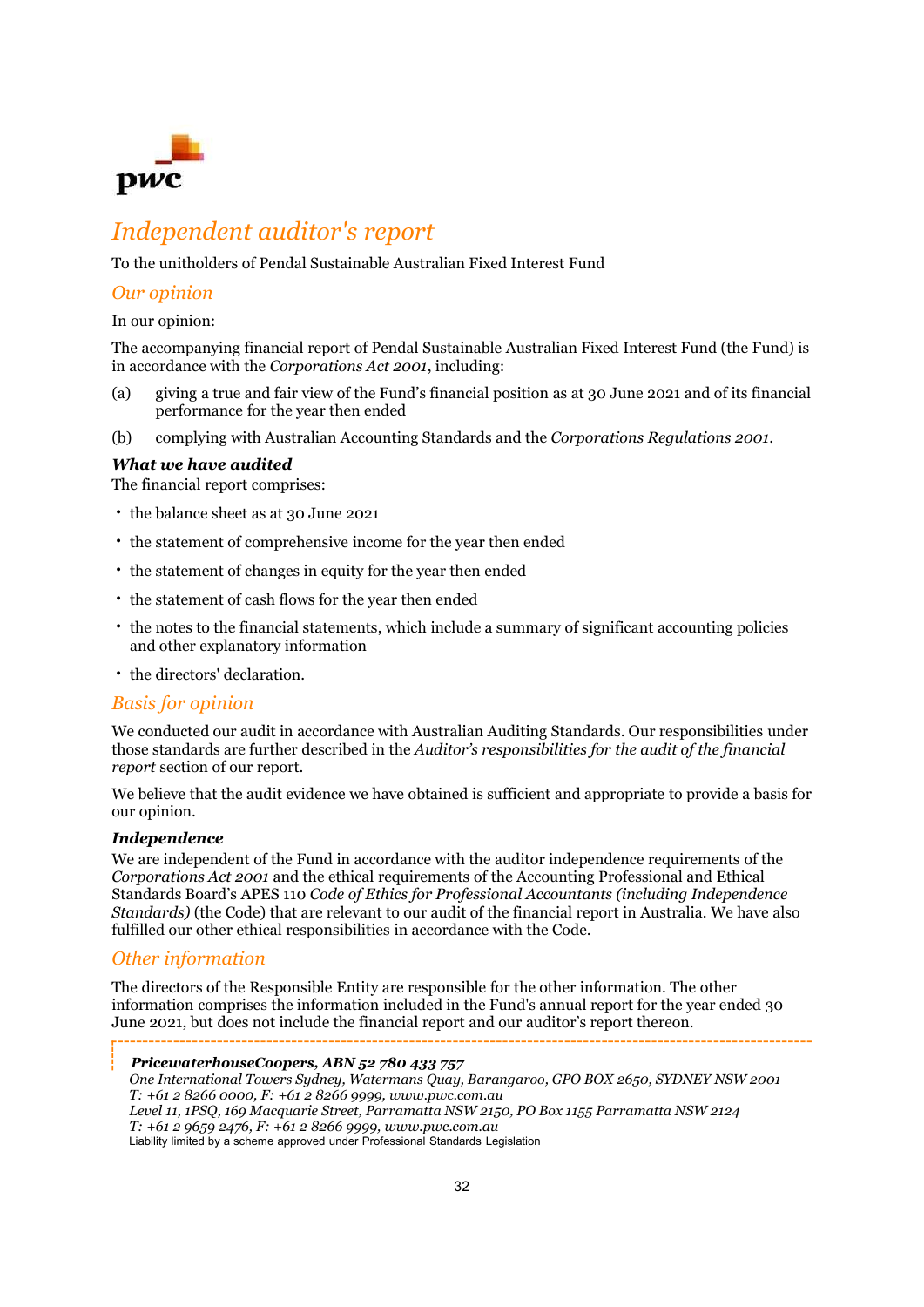# *Independent auditor's report*

To the unitholders of Pendal Sustainable Australian Fixed Interest Fund

## *Our opinion*

In our opinion:

The accompanying financial report of Pendal Sustainable Australian Fixed Interest Fund (the Fund) is in accordance with the *Corporations Act 2001*, including:

(a) giving a true and fair view of the Fund's financial position as at 30 June 2021 and of its financial performance for the year then ended

(b) complying with Australian Accounting Standards and the *Corporations Regulations 2001*.

***What we have audited***

The financial report comprises:

- the balance sheet as at 30 June 2021
- the statement of comprehensive income for the year then ended
- the statement of changes in equity for the year then ended
- the statement of cash flows for the year then ended
- the notes to the financial statements, which include a summary of significant accounting policies and other explanatory information
- the directors' declaration.

## *Basis for opinion*

We conducted our audit in accordance with Australian Auditing Standards. Our responsibilities under those standards are further described in the *Auditor's responsibilities for the audit of the financial report* section of our report.

We believe that the audit evidence we have obtained is sufficient and appropriate to provide a basis for our opinion.

***Independence***

We are independent of the Fund in accordance with the auditor independence requirements of the *Corporations Act 2001* and the ethical requirements of the Accounting Professional and Ethical Standards Board's APES 110 *Code of Ethics for Professional Accountants (including Independence Standards)* (the Code) that are relevant to our audit of the financial report in Australia. We have also fulfilled our other ethical responsibilities in accordance with the Code.

## *Other information*

The directors of the Responsible Entity are responsible for the other information. The other information comprises the information included in the Fund's annual report for the year ended 30 June 2021, but does not include the financial report and our auditor's report thereon.

***PricewaterhouseCoopers, ABN 52 780 433 757***
*One International Towers Sydney, Watermans Quay, Barangaroo, GPO BOX 2650, SYDNEY NSW 2001*
*T: +61 2 8266 0000, F: +61 2 8266 9999, www.pwc.com.au*
*Level 11, 1PSQ, 169 Macquarie Street, Parramatta NSW 2150, PO Box 1155 Parramatta NSW 2124*
*T: +61 2 9659 2476, F: +61 2 8266 9999, www.pwc.com.au*
Liability limited by a scheme approved under Professional Standards Legislation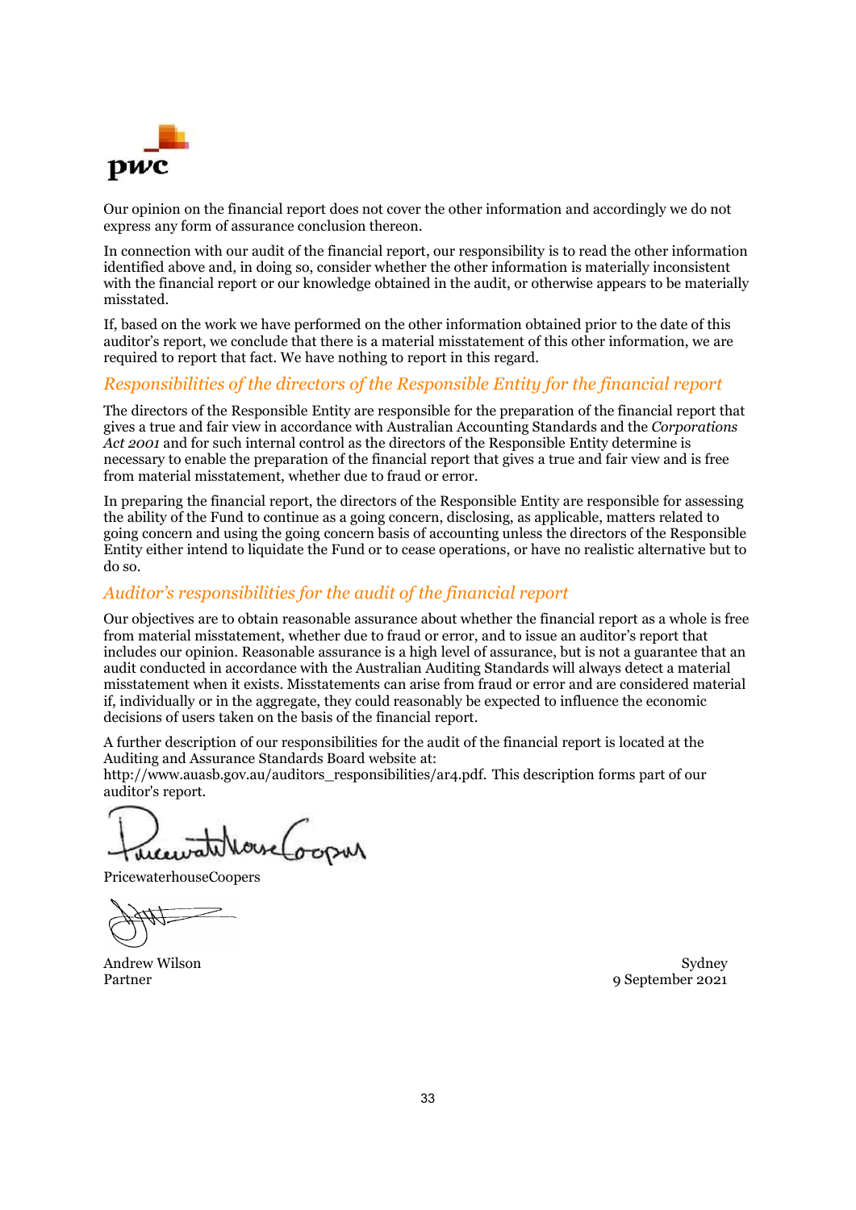Our opinion on the financial report does not cover the other information and accordingly we do not express any form of assurance conclusion thereon.

In connection with our audit of the financial report, our responsibility is to read the other information identified above and, in doing so, consider whether the other information is materially inconsistent with the financial report or our knowledge obtained in the audit, or otherwise appears to be materially misstated.

If, based on the work we have performed on the other information obtained prior to the date of this auditor's report, we conclude that there is a material misstatement of this other information, we are required to report that fact. We have nothing to report in this regard.

## *Responsibilities of the directors of the Responsible Entity for the financial report*

The directors of the Responsible Entity are responsible for the preparation of the financial report that gives a true and fair view in accordance with Australian Accounting Standards and the *Corporations Act 2001* and for such internal control as the directors of the Responsible Entity determine is necessary to enable the preparation of the financial report that gives a true and fair view and is free from material misstatement, whether due to fraud or error.

In preparing the financial report, the directors of the Responsible Entity are responsible for assessing the ability of the Fund to continue as a going concern, disclosing, as applicable, matters related to going concern and using the going concern basis of accounting unless the directors of the Responsible Entity either intend to liquidate the Fund or to cease operations, or have no realistic alternative but to do so.

## *Auditor's responsibilities for the audit of the financial report*

Our objectives are to obtain reasonable assurance about whether the financial report as a whole is free from material misstatement, whether due to fraud or error, and to issue an auditor's report that includes our opinion. Reasonable assurance is a high level of assurance, but is not a guarantee that an audit conducted in accordance with the Australian Auditing Standards will always detect a material misstatement when it exists. Misstatements can arise from fraud or error and are considered material if, individually or in the aggregate, they could reasonably be expected to influence the economic decisions of users taken on the basis of the financial report.

A further description of our responsibilities for the audit of the financial report is located at the Auditing and Assurance Standards Board website at:
http://www.auasb.gov.au/auditors_responsibilities/ar4.pdf. This description forms part of our auditor's report.

PricewaterhouseCoopers

Andrew Wilson
Partner

Sydney
9 September 2021